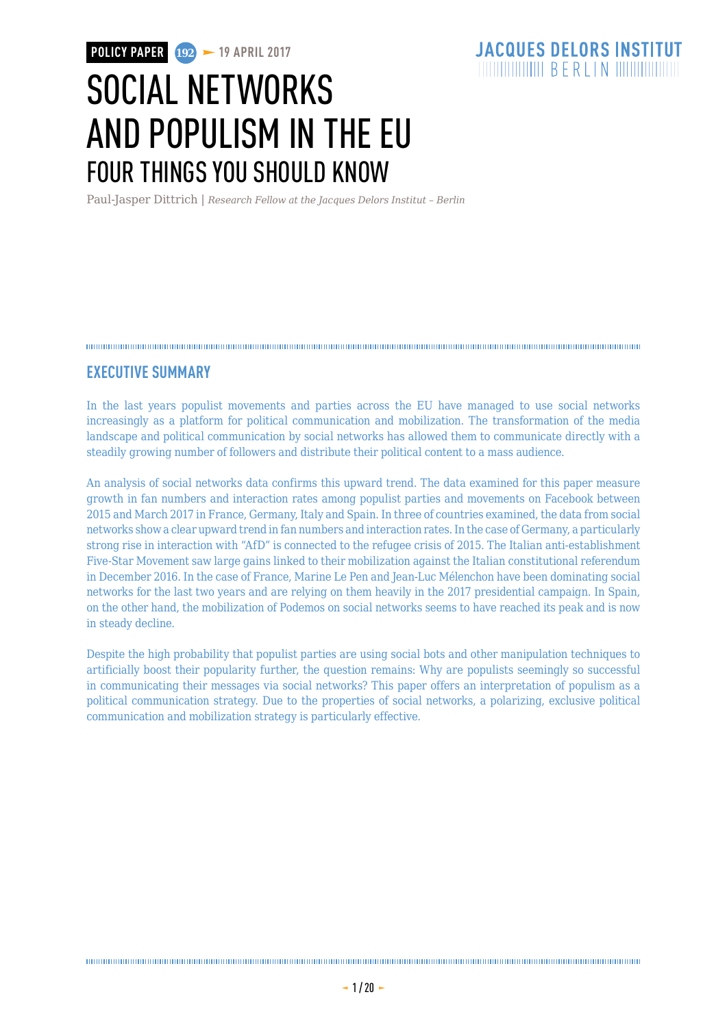POLICY PAPER 192 — 19 APRIL 2017

JACQUES DELORS INSTITUT BERLIN

# SOCIAL NETWORKS AND POPULISM IN THE EU

## FOUR THINGS YOU SHOULD KNOW

Paul-Jasper Dittrich | *Research Fellow at the Jacques Delors Institut – Berlin*

## EXECUTIVE SUMMARY

In the last years populist movements and parties across the EU have managed to use social networks increasingly as a platform for political communication and mobilization. The transformation of the media landscape and political communication by social networks has allowed them to communicate directly with a steadily growing number of followers and distribute their political content to a mass audience.

An analysis of social networks data confirms this upward trend. The data examined for this paper measure growth in fan numbers and interaction rates among populist parties and movements on Facebook between 2015 and March 2017 in France, Germany, Italy and Spain. In three of countries examined, the data from social networks show a clear upward trend in fan numbers and interaction rates. In the case of Germany, a particularly strong rise in interaction with "AfD" is connected to the refugee crisis of 2015. The Italian anti-establishment Five-Star Movement saw large gains linked to their mobilization against the Italian constitutional referendum in December 2016. In the case of France, Marine Le Pen and Jean-Luc Mélenchon have been dominating social networks for the last two years and are relying on them heavily in the 2017 presidential campaign. In Spain, on the other hand, the mobilization of Podemos on social networks seems to have reached its peak and is now in steady decline.

Despite the high probability that populist parties are using social bots and other manipulation techniques to artificially boost their popularity further, the question remains: Why are populists seemingly so successful in communicating their messages via social networks? This paper offers an interpretation of populism as a political communication strategy. Due to the properties of social networks, a polarizing, exclusive political communication and mobilization strategy is particularly effective.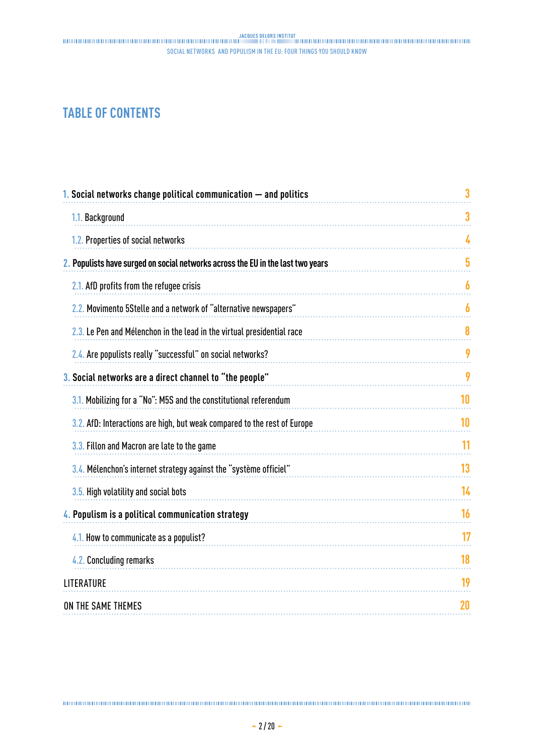# TABLE OF CONTENTS

| | |
|---|---|
| 1. Social networks change political communication — and politics | 3 |
| 1.1. Background | 3 |
| 1.2. Properties of social networks | 4 |
| 2. Populists have surged on social networks across the EU in the last two years | 5 |
| 2.1. AfD profits from the refugee crisis | 6 |
| 2.2. Movimento 5Stelle and a network of "alternative newspapers" | 6 |
| 2.3. Le Pen and Mélenchon in the lead in the virtual presidential race | 8 |
| 2.4. Are populists really "successful" on social networks? | 9 |
| 3. Social networks are a direct channel to "the people" | 9 |
| 3.1. Mobilizing for a "No": M5S and the constitutional referendum | 10 |
| 3.2. AfD: Interactions are high, but weak compared to the rest of Europe | 10 |
| 3.3. Fillon and Macron are late to the game | 11 |
| 3.4. Mélenchon's internet strategy against the "système officiel" | 13 |
| 3.5. High volatility and social bots | 14 |
| 4. Populism is a political communication strategy | 16 |
| 4.1. How to communicate as a populist? | 17 |
| 4.2. Concluding remarks | 18 |
| LITERATURE | 19 |
| ON THE SAME THEMES | 20 |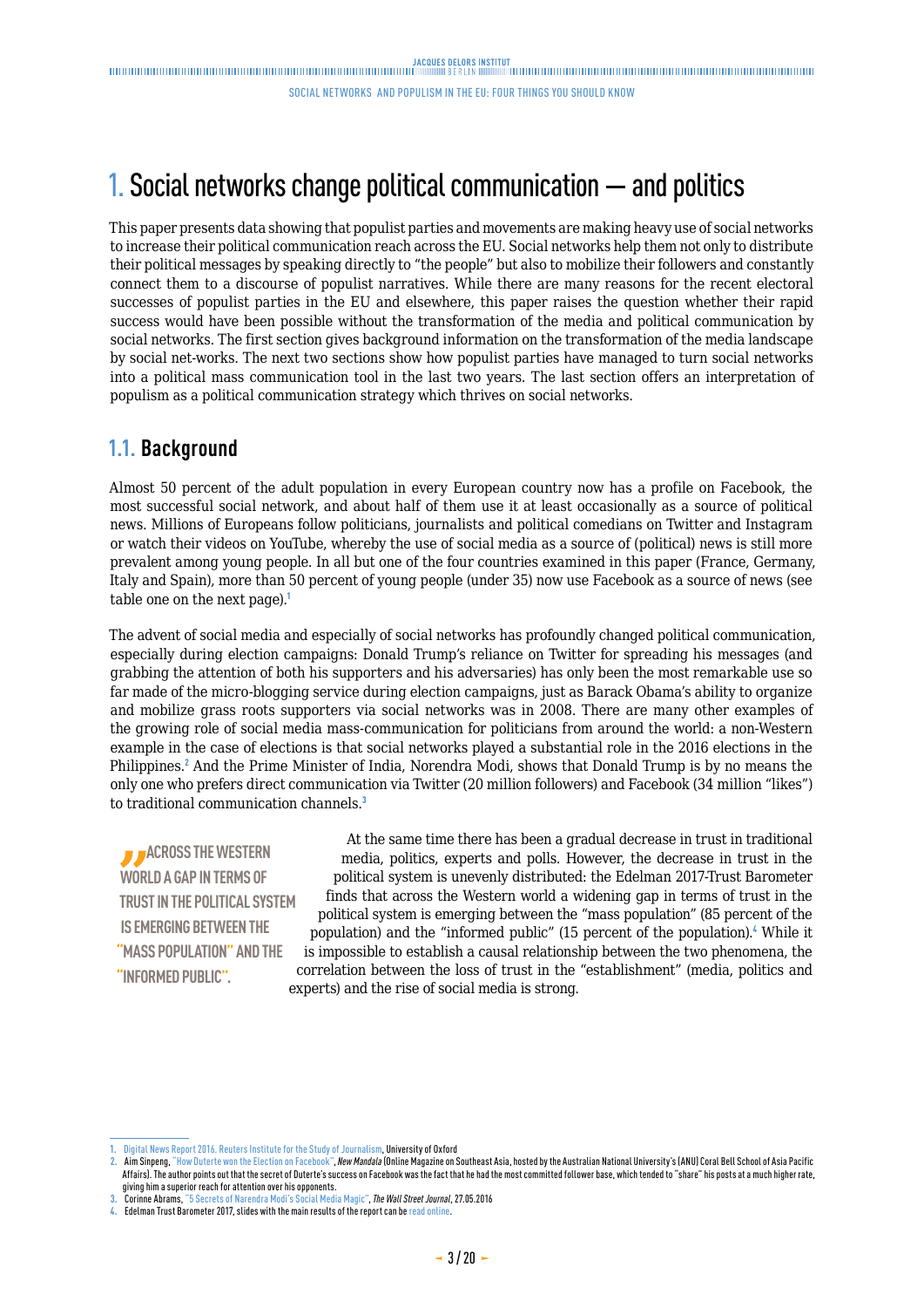# 1. Social networks change political communication — and politics

This paper presents data showing that populist parties and movements are making heavy use of social networks to increase their political communication reach across the EU. Social networks help them not only to distribute their political messages by speaking directly to "the people" but also to mobilize their followers and constantly connect them to a discourse of populist narratives. While there are many reasons for the recent electoral successes of populist parties in the EU and elsewhere, this paper raises the question whether their rapid success would have been possible without the transformation of the media and political communication by social networks. The first section gives background information on the transformation of the media landscape by social net-works. The next two sections show how populist parties have managed to turn social networks into a political mass communication tool in the last two years. The last section offers an interpretation of populism as a political communication strategy which thrives on social networks.

## 1.1. Background

Almost 50 percent of the adult population in every European country now has a profile on Facebook, the most successful social network, and about half of them use it at least occasionally as a source of political news. Millions of Europeans follow politicians, journalists and political comedians on Twitter and Instagram or watch their videos on YouTube, whereby the use of social media as a source of (political) news is still more prevalent among young people. In all but one of the four countries examined in this paper (France, Germany, Italy and Spain), more than 50 percent of young people (under 35) now use Facebook as a source of news (see table one on the next page).[1]

The advent of social media and especially of social networks has profoundly changed political communication, especially during election campaigns: Donald Trump's reliance on Twitter for spreading his messages (and grabbing the attention of both his supporters and his adversaries) has only been the most remarkable use so far made of the micro-blogging service during election campaigns, just as Barack Obama's ability to organize and mobilize grass roots supporters via social networks was in 2008. There are many other examples of the growing role of social media mass-communication for politicians from around the world: a non-Western example in the case of elections is that social networks played a substantial role in the 2016 elections in the Philippines.[2] And the Prime Minister of India, Norendra Modi, shows that Donald Trump is by no means the only one who prefers direct communication via Twitter (20 million followers) and Facebook (34 million "likes") to traditional communication channels.[3]

> "ACROSS THE WESTERN WORLD A GAP IN TERMS OF TRUST IN THE POLITICAL SYSTEM IS EMERGING BETWEEN THE "MASS POPULATION" AND THE "INFORMED PUBLIC".

At the same time there has been a gradual decrease in trust in traditional media, politics, experts and polls. However, the decrease in trust in the political system is unevenly distributed: the Edelman 2017-Trust Barometer finds that across the Western world a widening gap in terms of trust in the political system is emerging between the "mass population" (85 percent of the population) and the "informed public" (15 percent of the population).[4] While it is impossible to establish a causal relationship between the two phenomena, the correlation between the loss of trust in the "establishment" (media, politics and experts) and the rise of social media is strong.

---

1. Digital News Report 2016. Reuters Institute for the Study of Journalism, University of Oxford
2. Aim Sinpeng, "How Duterte won the Election on Facebook", *New Mandala* (Online Magazine on Southeast Asia, hosted by the Australian National University's (ANU) Coral Bell School of Asia Pacific Affairs). The author points out that the secret of Duterte's success on Facebook was the fact that he had the most committed follower base, which tended to "share" his posts at a much higher rate, giving him a superior reach for attention over his opponents.
3. Corinne Abrams, "5 Secrets of Narendra Modi's Social Media Magic", *The Wall Street Journal*, 27.05.2016
4. Edelman Trust Barometer 2017, slides with the main results of the report can be read online.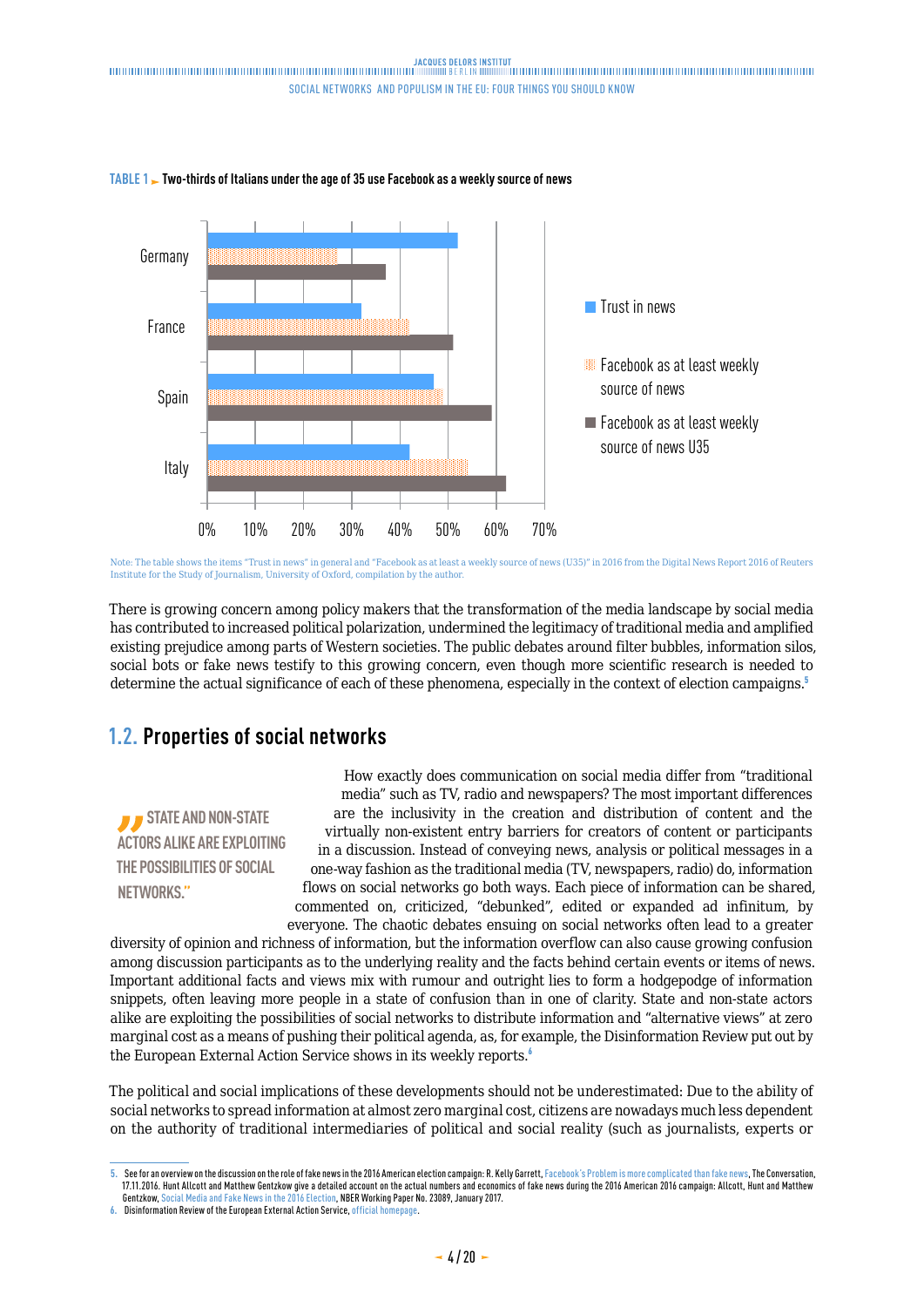**TABLE 1 ► Two-thirds of Italians under the age of 35 use Facebook as a weekly source of news**

| | Trust in news | Facebook as at least weekly source of news | Facebook as at least weekly source of news U35 |
|---|---|---|---|
| Germany | 52% | 27% | 37% |
| France | 32% | 42% | 51% |
| Spain | 47% | 49% | 59% |
| Italy | 42% | 54% | 62% |

Note: The table shows the items "Trust in news" in general and "Facebook as at least a weekly source of news (U35)" in 2016 from the Digital News Report 2016 of Reuters Institute for the Study of Journalism, University of Oxford, compilation by the author.

There is growing concern among policy makers that the transformation of the media landscape by social media has contributed to increased political polarization, undermined the legitimacy of traditional media and amplified existing prejudice among parts of Western societies. The public debates around filter bubbles, information silos, social bots or fake news testify to this growing concern, even though more scientific research is needed to determine the actual significance of each of these phenomena, especially in the context of election campaigns.[5]

## 1.2. Properties of social networks

> "STATE AND NON-STATE ACTORS ALIKE ARE EXPLOITING THE POSSIBILITIES OF SOCIAL NETWORKS."

How exactly does communication on social media differ from "traditional media" such as TV, radio and newspapers? The most important differences are the inclusivity in the creation and distribution of content and the virtually non-existent entry barriers for creators of content or participants in a discussion. Instead of conveying news, analysis or political messages in a one-way fashion as the traditional media (TV, newspapers, radio) do, information flows on social networks go both ways. Each piece of information can be shared, commented on, criticized, "debunked", edited or expanded ad infinitum, by everyone. The chaotic debates ensuing on social networks often lead to a greater diversity of opinion and richness of information, but the information overflow can also cause growing confusion among discussion participants as to the underlying reality and the facts behind certain events or items of news. Important additional facts and views mix with rumour and outright lies to form a hodgepodge of information snippets, often leaving more people in a state of confusion than in one of clarity. State and non-state actors alike are exploiting the possibilities of social networks to distribute information and "alternative views" at zero marginal cost as a means of pushing their political agenda, as, for example, the Disinformation Review put out by the European External Action Service shows in its weekly reports.[6]

The political and social implications of these developments should not be underestimated: Due to the ability of social networks to spread information at almost zero marginal cost, citizens are nowadays much less dependent on the authority of traditional intermediaries of political and social reality (such as journalists, experts or

---

5. See for an overview on the discussion on the role of fake news in the 2016 American election campaign: R. Kelly Garrett, Facebook's Problem is more complicated than fake news, The Conversation, 17.11.2016. Hunt Allcott and Matthew Gentzkow give a detailed account on the actual numbers and economics of fake news during the 2016 American 2016 campaign: Allcott, Hunt and Matthew Gentzkow, Social Media and Fake News in the 2016 Election, NBER Working Paper No. 23089, January 2017.
6. Disinformation Review of the European External Action Service, official homepage.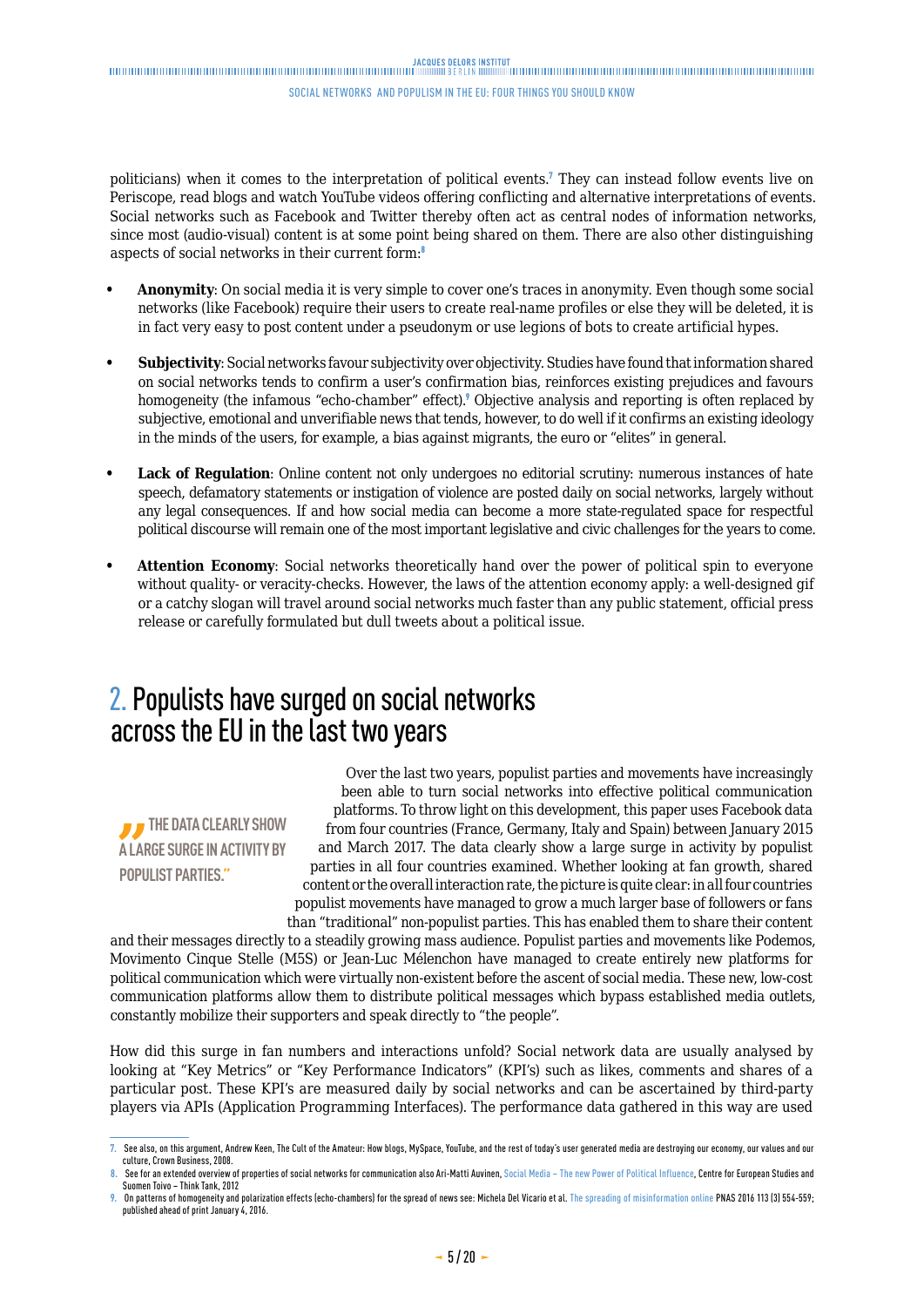politicians) when it comes to the interpretation of political events.[7] They can instead follow events live on Periscope, read blogs and watch YouTube videos offering conflicting and alternative interpretations of events. Social networks such as Facebook and Twitter thereby often act as central nodes of information networks, since most (audio-visual) content is at some point being shared on them. There are also other distinguishing aspects of social networks in their current form:[8]

- **Anonymity**: On social media it is very simple to cover one's traces in anonymity. Even though some social networks (like Facebook) require their users to create real-name profiles or else they will be deleted, it is in fact very easy to post content under a pseudonym or use legions of bots to create artificial hypes.
- **Subjectivity**: Social networks favour subjectivity over objectivity. Studies have found that information shared on social networks tends to confirm a user's confirmation bias, reinforces existing prejudices and favours homogeneity (the infamous "echo-chamber" effect).[9] Objective analysis and reporting is often replaced by subjective, emotional and unverifiable news that tends, however, to do well if it confirms an existing ideology in the minds of the users, for example, a bias against migrants, the euro or "elites" in general.
- **Lack of Regulation**: Online content not only undergoes no editorial scrutiny: numerous instances of hate speech, defamatory statements or instigation of violence are posted daily on social networks, largely without any legal consequences. If and how social media can become a more state-regulated space for respectful political discourse will remain one of the most important legislative and civic challenges for the years to come.
- **Attention Economy**: Social networks theoretically hand over the power of political spin to everyone without quality- or veracity-checks. However, the laws of the attention economy apply: a well-designed gif or a catchy slogan will travel around social networks much faster than any public statement, official press release or carefully formulated but dull tweets about a political issue.

## 2. Populists have surged on social networks across the EU in the last two years

> "The data clearly show a large surge in activity by populist parties."

Over the last two years, populist parties and movements have increasingly been able to turn social networks into effective political communication platforms. To throw light on this development, this paper uses Facebook data from four countries (France, Germany, Italy and Spain) between January 2015 and March 2017. The data clearly show a large surge in activity by populist parties in all four countries examined. Whether looking at fan growth, shared content or the overall interaction rate, the picture is quite clear: in all four countries populist movements have managed to grow a much larger base of followers or fans than "traditional" non-populist parties. This has enabled them to share their content and their messages directly to a steadily growing mass audience. Populist parties and movements like Podemos, Movimento Cinque Stelle (M5S) or Jean-Luc Mélenchon have managed to create entirely new platforms for political communication which were virtually non-existent before the ascent of social media. These new, low-cost communication platforms allow them to distribute political messages which bypass established media outlets, constantly mobilize their supporters and speak directly to "the people".

How did this surge in fan numbers and interactions unfold? Social network data are usually analysed by looking at "Key Metrics" or "Key Performance Indicators" (KPI's) such as likes, comments and shares of a particular post. These KPI's are measured daily by social networks and can be ascertained by third-party players via APIs (Application Programming Interfaces). The performance data gathered in this way are used

---

7. See also, on this argument, Andrew Keen, The Cult of the Amateur: How blogs, MySpace, YouTube, and the rest of today's user generated media are destroying our economy, our values and our culture, Crown Business, 2008.
8. See for an extended overview of properties of social networks for communication also Ari-Matti Auvinen, Social Media – The new Power of Political Influence, Centre for European Studies and Suomen Toivo – Think Tank, 2012
9. On patterns of homogeneity and polarization effects (echo-chambers) for the spread of news see: Michela Del Vicario et al. The spreading of misinformation online PNAS 2016 113 (3) 554-559; published ahead of print January 4, 2016.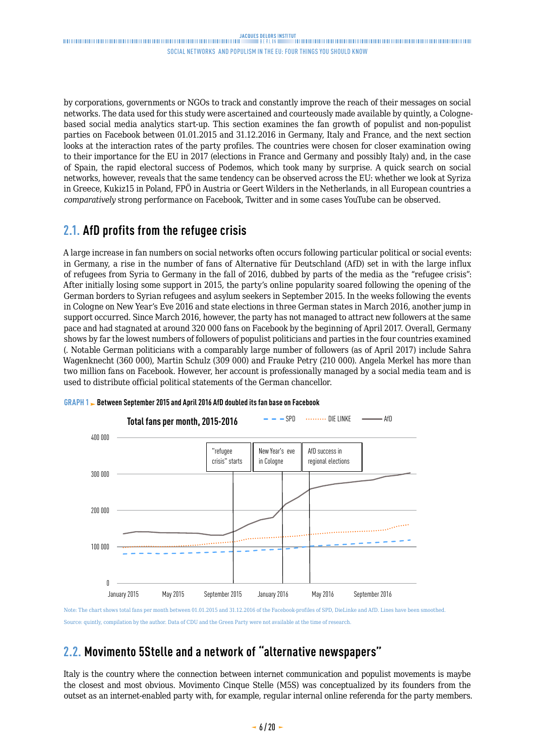by corporations, governments or NGOs to track and constantly improve the reach of their messages on social networks. The data used for this study were ascertained and courteously made available by quintly, a Cologne-based social media analytics start-up. This section examines the fan growth of populist and non-populist parties on Facebook between 01.01.2015 and 31.12.2016 in Germany, Italy and France, and the next section looks at the interaction rates of the party profiles. The countries were chosen for closer examination owing to their importance for the EU in 2017 (elections in France and Germany and possibly Italy) and, in the case of Spain, the rapid electoral success of Podemos, which took many by surprise. A quick search on social networks, however, reveals that the same tendency can be observed across the EU: whether we look at Syriza in Greece, Kukiz15 in Poland, FPÖ in Austria or Geert Wilders in the Netherlands, in all European countries a *comparatively* strong performance on Facebook, Twitter and in some cases YouTube can be observed.

## 2.1. AfD profits from the refugee crisis

A large increase in fan numbers on social networks often occurs following particular political or social events: in Germany, a rise in the number of fans of Alternative für Deutschland (AfD) set in with the large influx of refugees from Syria to Germany in the fall of 2016, dubbed by parts of the media as the "refugee crisis": After initially losing some support in 2015, the party's online popularity soared following the opening of the German borders to Syrian refugees and asylum seekers in September 2015. In the weeks following the events in Cologne on New Year's Eve 2016 and state elections in three German states in March 2016, another jump in support occurred. Since March 2016, however, the party has not managed to attract new followers at the same pace and had stagnated at around 320 000 fans on Facebook by the beginning of April 2017. Overall, Germany shows by far the lowest numbers of followers of populist politicians and parties in the four countries examined (. Notable German politicians with a comparably large number of followers (as of April 2017) include Sahra Wagenknecht (360 000), Martin Schulz (309 000) and Frauke Petry (210 000). Angela Merkel has more than two million fans on Facebook. However, her account is professionally managed by a social media team and is used to distribute official political statements of the German chancellor.

**GRAPH 1 ► Between September 2015 and April 2016 AfD doubled its fan base on Facebook**

Note: The chart shows total fans per month between 01.01.2015 and 31.12.2016 of the Facebook-profiles of SPD, DieLinke and AfD. Lines have been smoothed.

Source: quintly, compilation by the author. Data of CDU and the Green Party were not available at the time of research.

## 2.2. Movimento 5Stelle and a network of "alternative newspapers"

Italy is the country where the connection between internet communication and populist movements is maybe the closest and most obvious. Movimento Cinque Stelle (M5S) was conceptualized by its founders from the outset as an internet-enabled party with, for example, regular internal online referenda for the party members.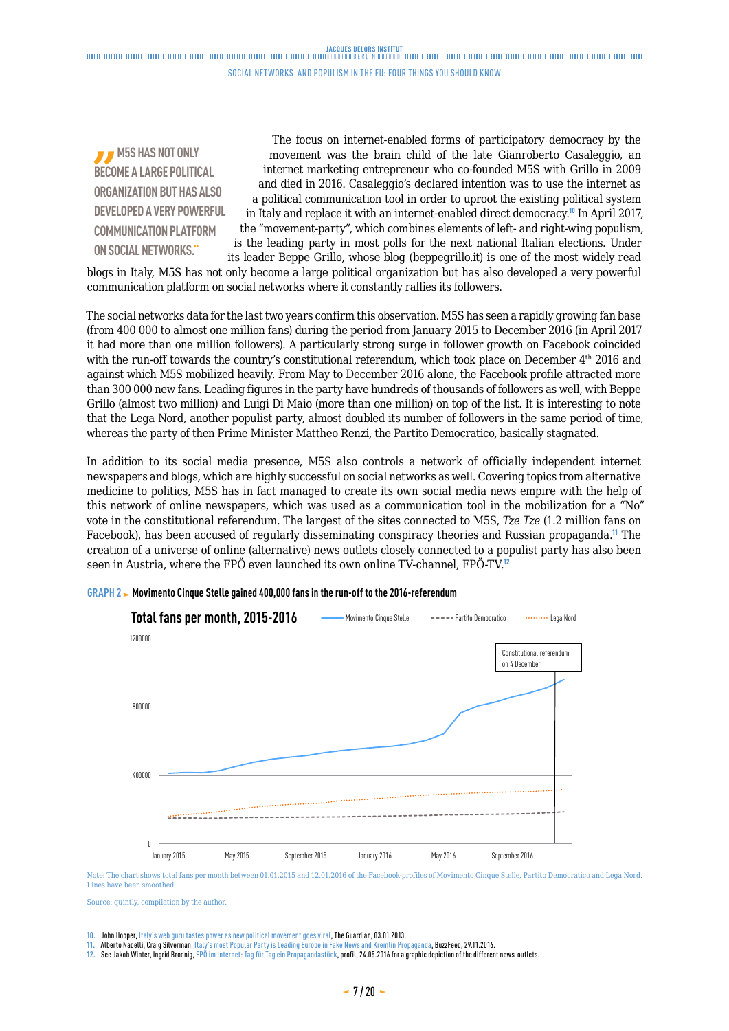> "M5S HAS NOT ONLY BECOME A LARGE POLITICAL ORGANIZATION BUT HAS ALSO DEVELOPED A VERY POWERFUL COMMUNICATION PLATFORM ON SOCIAL NETWORKS."

The focus on internet-enabled forms of participatory democracy by the movement was the brain child of the late Gianroberto Casaleggio, an internet marketing entrepreneur who co-founded M5S with Grillo in 2009 and died in 2016. Casaleggio's declared intention was to use the internet as a political communication tool in order to uproot the existing political system in Italy and replace it with an internet-enabled direct democracy.[10] In April 2017, the "movement-party", which combines elements of left- and right-wing populism, is the leading party in most polls for the next national Italian elections. Under its leader Beppe Grillo, whose blog (beppegrillo.it) is one of the most widely read blogs in Italy, M5S has not only become a large political organization but has also developed a very powerful communication platform on social networks where it constantly rallies its followers.

The social networks data for the last two years confirm this observation. M5S has seen a rapidly growing fan base (from 400 000 to almost one million fans) during the period from January 2015 to December 2016 (in April 2017 it had more than one million followers). A particularly strong surge in follower growth on Facebook coincided with the run-off towards the country's constitutional referendum, which took place on December 4th 2016 and against which M5S mobilized heavily. From May to December 2016 alone, the Facebook profile attracted more than 300 000 new fans. Leading figures in the party have hundreds of thousands of followers as well, with Beppe Grillo (almost two million) and Luigi Di Maio (more than one million) on top of the list. It is interesting to note that the Lega Nord, another populist party, almost doubled its number of followers in the same period of time, whereas the party of then Prime Minister Mattheo Renzi, the Partito Democratico, basically stagnated.

In addition to its social media presence, M5S also controls a network of officially independent internet newspapers and blogs, which are highly successful on social networks as well. Covering topics from alternative medicine to politics, M5S has in fact managed to create its own social media news empire with the help of this network of online newspapers, which was used as a communication tool in the mobilization for a "No" vote in the constitutional referendum. The largest of the sites connected to M5S, *Tze Tze* (1.2 million fans on Facebook), has been accused of regularly disseminating conspiracy theories and Russian propaganda.[11] The creation of a universe of online (alternative) news outlets closely connected to a populist party has also been seen in Austria, where the FPÖ even launched its own online TV-channel, FPÖ-TV.[12]

**GRAPH 2 ► Movimento Cinque Stelle gained 400,000 fans in the run-off to the 2016-referendum**

**Total fans per month, 2015-2016**

Legend: Movimento Cinque Stelle; Partito Democratico; Lega Nord

Constitutional referendum on 4 December

Note: The chart shows total fans per month between 01.01.2015 and 12.01.2016 of the Facebook-profiles of Movimento Cinque Stelle, Partito Democratico and Lega Nord. Lines have been smoothed.

Source: quintly, compilation by the author.

---

10. John Hooper, Italy's web guru tastes power as new political movement goes viral, The Guardian, 03.01.2013.
11. Alberto Nadelli, Craig Silverman, Italy's most Popular Party is Leading Europe in Fake News and Kremlin Propaganda, BuzzFeed, 29.11.2016.
12. See Jakob Winter, Ingrid Brodnig, FPÖ im Internet: Tag für Tag ein Propagandastück, profil, 24.05.2016 for a graphic depiction of the different news-outlets.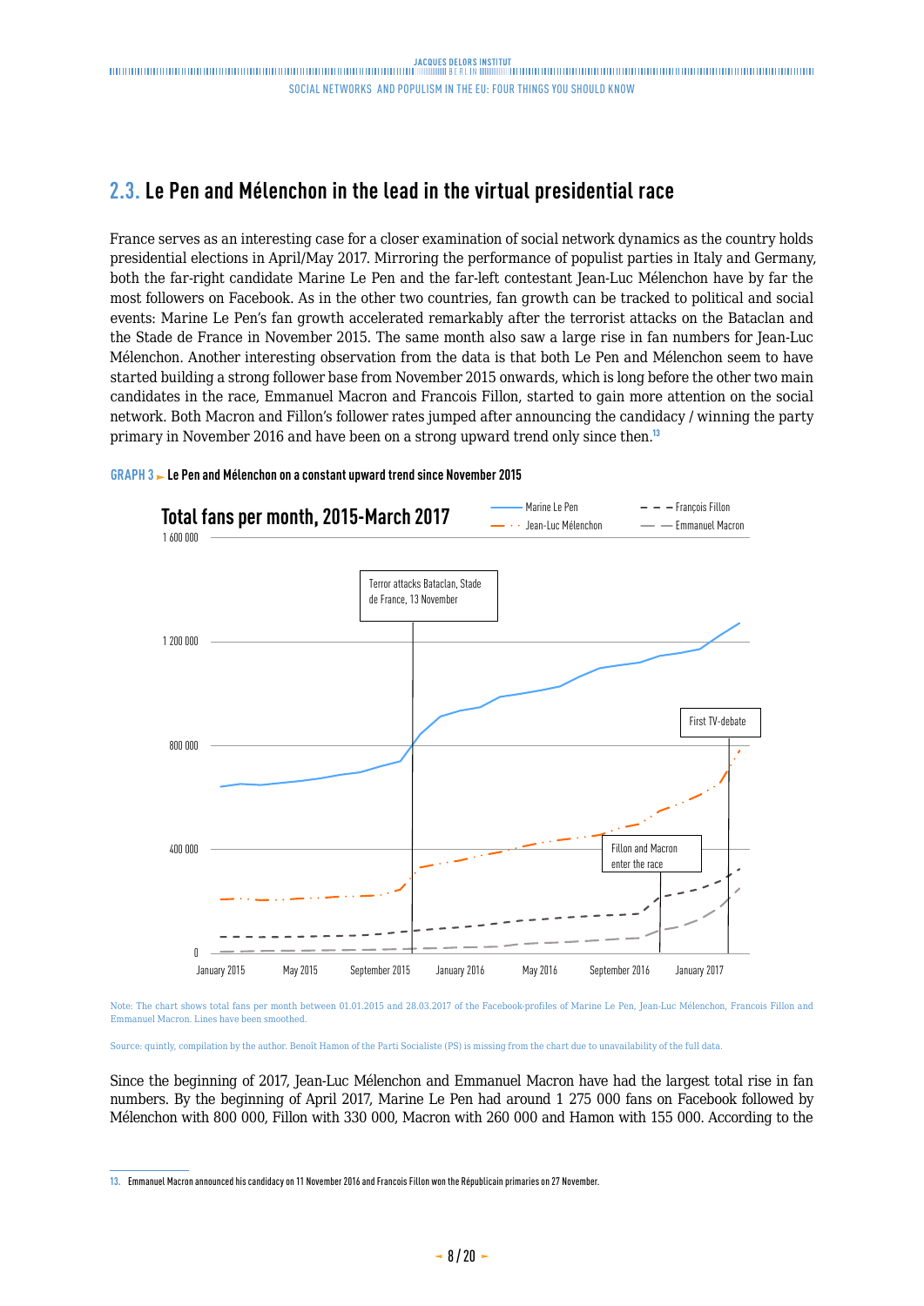## 2.3. Le Pen and Mélenchon in the lead in the virtual presidential race

France serves as an interesting case for a closer examination of social network dynamics as the country holds presidential elections in April/May 2017. Mirroring the performance of populist parties in Italy and Germany, both the far-right candidate Marine Le Pen and the far-left contestant Jean-Luc Mélenchon have by far the most followers on Facebook. As in the other two countries, fan growth can be tracked to political and social events: Marine Le Pen's fan growth accelerated remarkably after the terrorist attacks on the Bataclan and the Stade de France in November 2015. The same month also saw a large rise in fan numbers for Jean-Luc Mélenchon. Another interesting observation from the data is that both Le Pen and Mélenchon seem to have started building a strong follower base from November 2015 onwards, which is long before the other two main candidates in the race, Emmanuel Macron and Francois Fillon, started to gain more attention on the social network. Both Macron and Fillon's follower rates jumped after announcing the candidacy / winning the party primary in November 2016 and have been on a strong upward trend only since then.[13]

**GRAPH 3 ► Le Pen and Mélenchon on a constant upward trend since November 2015**

**Total fans per month, 2015-March 2017**

Legend: Marine Le Pen; Jean-Luc Mélenchon; François Fillon; Emmanuel Macron

Y-axis: 0; 400 000; 800 000; 1 200 000; 1 600 000

X-axis: January 2015; May 2015; September 2015; January 2016; May 2016; September 2016; January 2017

Annotations: Terror attacks Bataclan, Stade de France, 13 November; Fillon and Macron enter the race; First TV-debate

Note: The chart shows total fans per month between 01.01.2015 and 28.03.2017 of the Facebook-profiles of Marine Le Pen, Jean-Luc Mélenchon, Francois Fillon and Emmanuel Macron. Lines have been smoothed.

Source: quintly, compilation by the author. Benoît Hamon of the Parti Socialiste (PS) is missing from the chart due to unavailability of the full data.

Since the beginning of 2017, Jean-Luc Mélenchon and Emmanuel Macron have had the largest total rise in fan numbers. By the beginning of April 2017, Marine Le Pen had around 1 275 000 fans on Facebook followed by Mélenchon with 800 000, Fillon with 330 000, Macron with 260 000 and Hamon with 155 000. According to the

---

13. Emmanuel Macron announced his candidacy on 11 November 2016 and Francois Fillon won the Républicain primaries on 27 November.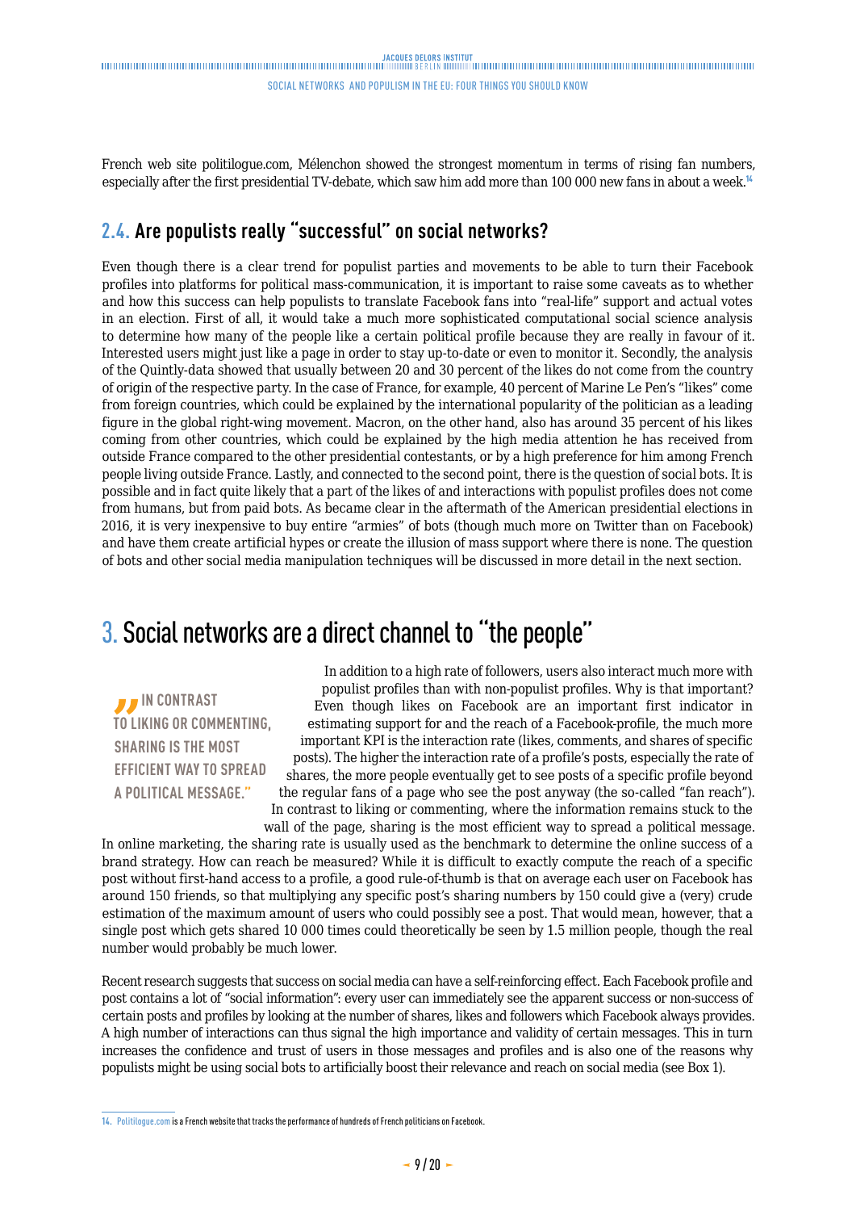French web site politilogue.com, Mélenchon showed the strongest momentum in terms of rising fan numbers, especially after the first presidential TV-debate, which saw him add more than 100 000 new fans in about a week.[14]

## 2.4. Are populists really "successful" on social networks?

Even though there is a clear trend for populist parties and movements to be able to turn their Facebook profiles into platforms for political mass-communication, it is important to raise some caveats as to whether and how this success can help populists to translate Facebook fans into "real-life" support and actual votes in an election. First of all, it would take a much more sophisticated computational social science analysis to determine how many of the people like a certain political profile because they are really in favour of it. Interested users might just like a page in order to stay up-to-date or even to monitor it. Secondly, the analysis of the Quintly-data showed that usually between 20 and 30 percent of the likes do not come from the country of origin of the respective party. In the case of France, for example, 40 percent of Marine Le Pen's "likes" come from foreign countries, which could be explained by the international popularity of the politician as a leading figure in the global right-wing movement. Macron, on the other hand, also has around 35 percent of his likes coming from other countries, which could be explained by the high media attention he has received from outside France compared to the other presidential contestants, or by a high preference for him among French people living outside France. Lastly, and connected to the second point, there is the question of social bots. It is possible and in fact quite likely that a part of the likes of and interactions with populist profiles does not come from humans, but from paid bots. As became clear in the aftermath of the American presidential elections in 2016, it is very inexpensive to buy entire "armies" of bots (though much more on Twitter than on Facebook) and have them create artificial hypes or create the illusion of mass support where there is none. The question of bots and other social media manipulation techniques will be discussed in more detail in the next section.

# 3. Social networks are a direct channel to "the people"

> "IN CONTRAST TO LIKING OR COMMENTING, SHARING IS THE MOST EFFICIENT WAY TO SPREAD A POLITICAL MESSAGE."

In addition to a high rate of followers, users also interact much more with populist profiles than with non-populist profiles. Why is that important? Even though likes on Facebook are an important first indicator in estimating support for and the reach of a Facebook-profile, the much more important KPI is the interaction rate (likes, comments, and shares of specific posts). The higher the interaction rate of a profile's posts, especially the rate of shares, the more people eventually get to see posts of a specific profile beyond the regular fans of a page who see the post anyway (the so-called "fan reach"). In contrast to liking or commenting, where the information remains stuck to the wall of the page, sharing is the most efficient way to spread a political message. In online marketing, the sharing rate is usually used as the benchmark to determine the online success of a brand strategy. How can reach be measured? While it is difficult to exactly compute the reach of a specific post without first-hand access to a profile, a good rule-of-thumb is that on average each user on Facebook has around 150 friends, so that multiplying any specific post's sharing numbers by 150 could give a (very) crude estimation of the maximum amount of users who could possibly see a post. That would mean, however, that a single post which gets shared 10 000 times could theoretically be seen by 1.5 million people, though the real number would probably be much lower.

Recent research suggests that success on social media can have a self-reinforcing effect. Each Facebook profile and post contains a lot of "social information": every user can immediately see the apparent success or non-success of certain posts and profiles by looking at the number of shares, likes and followers which Facebook always provides. A high number of interactions can thus signal the high importance and validity of certain messages. This in turn increases the confidence and trust of users in those messages and profiles and is also one of the reasons why populists might be using social bots to artificially boost their relevance and reach on social media (see Box 1).

---

14. Politilogue.com is a French website that tracks the performance of hundreds of French politicians on Facebook.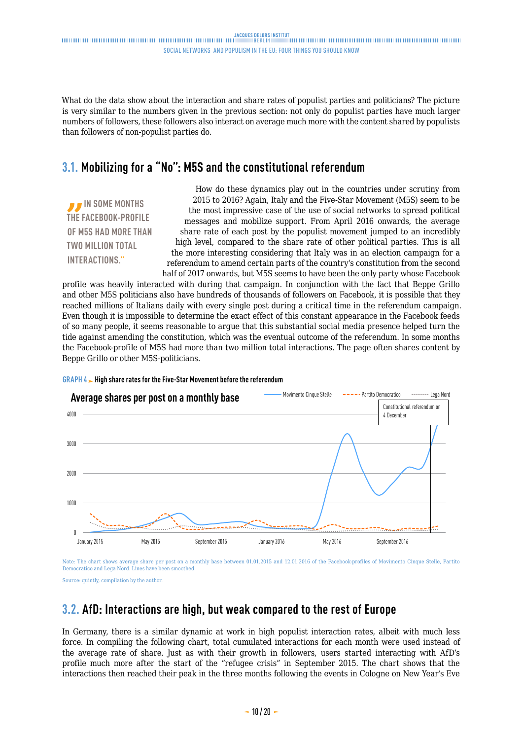What do the data show about the interaction and share rates of populist parties and politicians? The picture is very similar to the numbers given in the previous section: not only do populist parties have much larger numbers of followers, these followers also interact on average much more with the content shared by populists than followers of non-populist parties do.

## 3.1. Mobilizing for a "No": M5S and the constitutional referendum

> "IN SOME MONTHS THE FACEBOOK-PROFILE OF M5S HAD MORE THAN TWO MILLION TOTAL INTERACTIONS."

How do these dynamics play out in the countries under scrutiny from 2015 to 2016? Again, Italy and the Five-Star Movement (M5S) seem to be the most impressive case of the use of social networks to spread political messages and mobilize support. From April 2016 onwards, the average share rate of each post by the populist movement jumped to an incredibly high level, compared to the share rate of other political parties. This is all the more interesting considering that Italy was in an election campaign for a referendum to amend certain parts of the country's constitution from the second half of 2017 onwards, but M5S seems to have been the only party whose Facebook profile was heavily interacted with during that campaign. In conjunction with the fact that Beppe Grillo and other M5S politicians also have hundreds of thousands of followers on Facebook, it is possible that they reached millions of Italians daily with every single post during a critical time in the referendum campaign. Even though it is impossible to determine the exact effect of this constant appearance in the Facebook feeds of so many people, it seems reasonable to argue that this substantial social media presence helped turn the tide against amending the constitution, which was the eventual outcome of the referendum. In some months the Facebook-profile of M5S had more than two million total interactions. The page often shares content by Beppe Grillo or other M5S-politicians.

**GRAPH 4 ► High share rates for the Five-Star Movement before the referendum**

Average shares per post on a monthly base

Note: The chart shows average share per post on a monthly base between 01.01.2015 and 12.01.2016 of the Facebook-profiles of Movimento Cinque Stelle, Partito Democratico and Lega Nord. Lines have been smoothed.

Source: quintly, compilation by the author.

## 3.2. AfD: Interactions are high, but weak compared to the rest of Europe

In Germany, there is a similar dynamic at work in high populist interaction rates, albeit with much less force. In compiling the following chart, total cumulated interactions for each month were used instead of the average rate of share. Just as with their growth in followers, users started interacting with AfD's profile much more after the start of the "refugee crisis" in September 2015. The chart shows that the interactions then reached their peak in the three months following the events in Cologne on New Year's Eve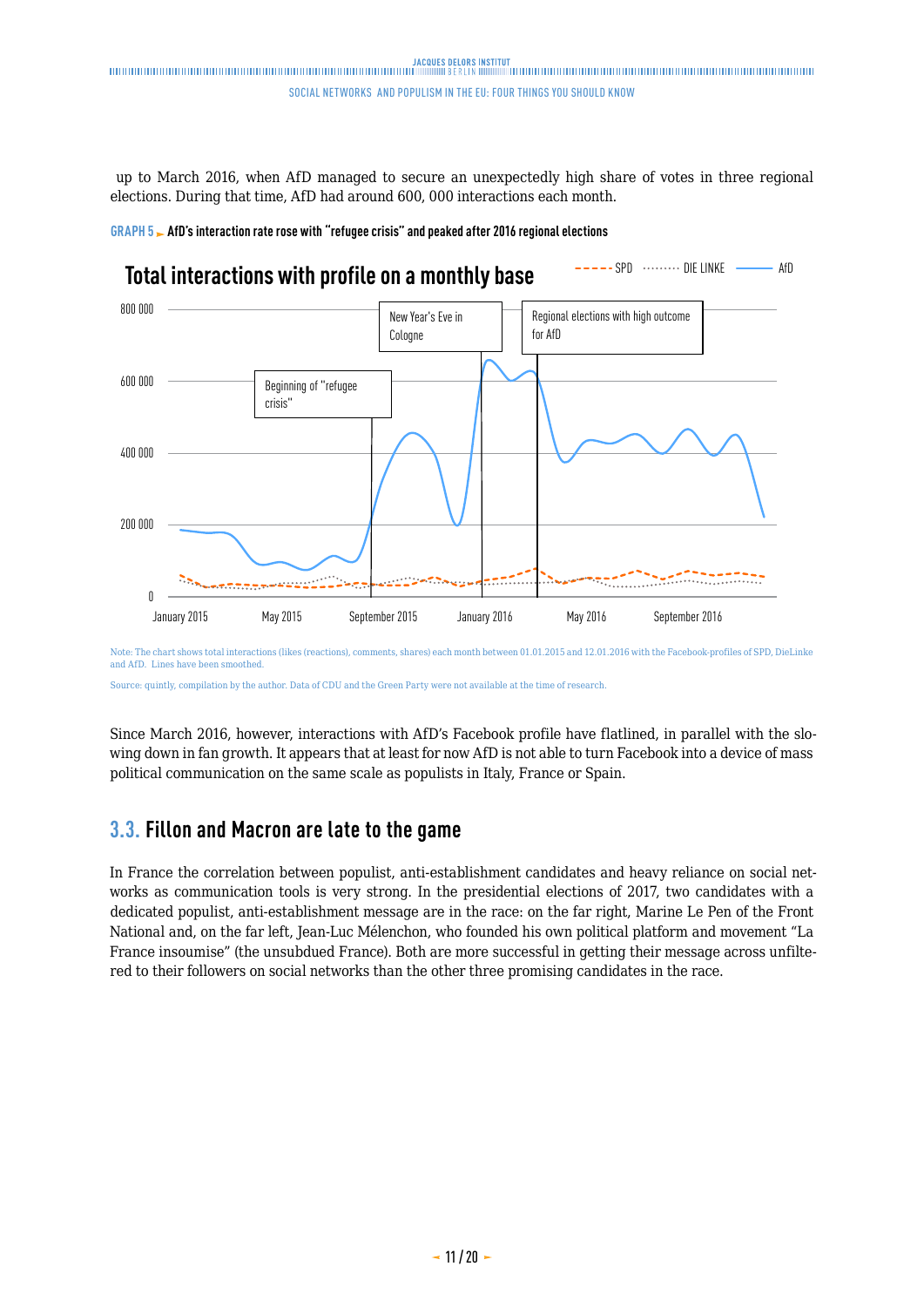up to March 2016, when AfD managed to secure an unexpectedly high share of votes in three regional elections. During that time, AfD had around 600, 000 interactions each month.

**GRAPH 5 ► AfD's interaction rate rose with "refugee crisis" and peaked after 2016 regional elections**

Total interactions with profile on a monthly base

SPD · DIE LINKE · AfD

Beginning of "refugee crisis" · New Year's Eve in Cologne · Regional elections with high outcome for AfD

Note: The chart shows total interactions (likes (reactions), comments, shares) each month between 01.01.2015 and 12.01.2016 with the Facebook-profiles of SPD, DieLinke and AfD. Lines have been smoothed.

Source: quintly, compilation by the author. Data of CDU and the Green Party were not available at the time of research.

Since March 2016, however, interactions with AfD's Facebook profile have flatlined, in parallel with the slowing down in fan growth. It appears that at least for now AfD is not able to turn Facebook into a device of mass political communication on the same scale as populists in Italy, France or Spain.

## 3.3. Fillon and Macron are late to the game

In France the correlation between populist, anti-establishment candidates and heavy reliance on social networks as communication tools is very strong. In the presidential elections of 2017, two candidates with a dedicated populist, anti-establishment message are in the race: on the far right, Marine Le Pen of the Front National and, on the far left, Jean-Luc Mélenchon, who founded his own political platform and movement "La France insoumise" (the unsubdued France). Both are more successful in getting their message across unfiltered to their followers on social networks than the other three promising candidates in the race.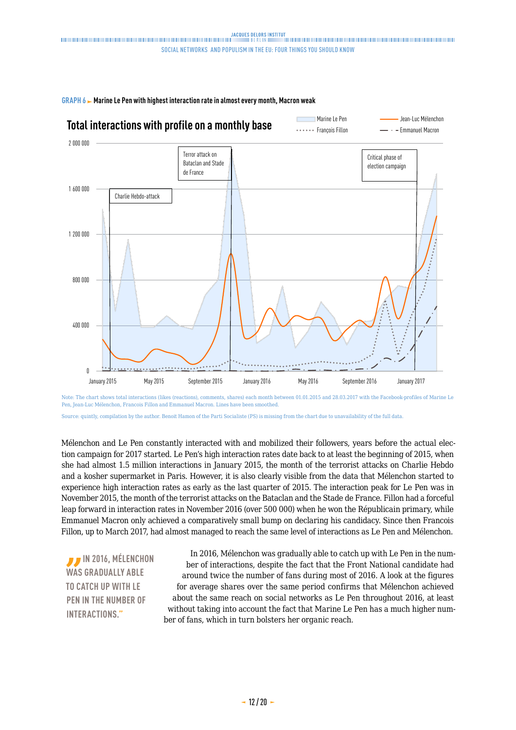**GRAPH 6 ► Marine Le Pen with highest interaction rate in almost every month, Macron weak**

Note: The chart shows total interactions (likes (reactions), comments, shares) each month between 01.01.2015 and 28.03.2017 with the Facebook-profiles of Marine Le Pen, Jean-Luc Mélenchon, Francois Fillon and Emmanuel Macron. Lines have been smoothed.

Source: quintly, compilation by the author. Benoit Hamon of the Parti Socialiste (PS) is missing from the chart due to unavailability of the full data.

Mélenchon and Le Pen constantly interacted with and mobilized their followers, years before the actual election campaign for 2017 started. Le Pen's high interaction rates date back to at least the beginning of 2015, when she had almost 1.5 million interactions in January 2015, the month of the terrorist attacks on Charlie Hebdo and a kosher supermarket in Paris. However, it is also clearly visible from the data that Mélenchon started to experience high interaction rates as early as the last quarter of 2015. The interaction peak for Le Pen was in November 2015, the month of the terrorist attacks on the Bataclan and the Stade de France. Fillon had a forceful leap forward in interaction rates in November 2016 (over 500 000) when he won the Républicain primary, while Emmanuel Macron only achieved a comparatively small bump on declaring his candidacy. Since then Francois Fillon, up to March 2017, had almost managed to reach the same level of interactions as Le Pen and Mélenchon.

> "IN 2016, MÉLENCHON WAS GRADUALLY ABLE TO CATCH UP WITH LE PEN IN THE NUMBER OF INTERACTIONS."

In 2016, Mélenchon was gradually able to catch up with Le Pen in the number of interactions, despite the fact that the Front National candidate had around twice the number of fans during most of 2016. A look at the figures for average shares over the same period confirms that Mélenchon achieved about the same reach on social networks as Le Pen throughout 2016, at least without taking into account the fact that Marine Le Pen has a much higher number of fans, which in turn bolsters her organic reach.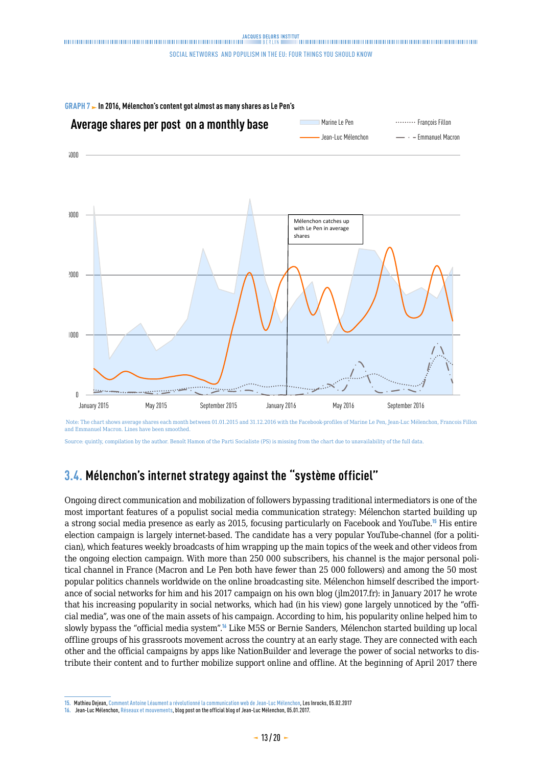**GRAPH 7** ► **In 2016, Mélenchon's content got almost as many shares as Le Pen's**

Note: The chart shows average shares each month between 01.01.2015 and 31.12.2016 with the Facebook-profiles of Marine Le Pen, Jean-Luc Mélenchon, Francois Fillon and Emmanuel Macron. Lines have been smoothed.

Source: quintly, compilation by the author. Benoît Hamon of the Parti Socialiste (PS) is missing from the chart due to unavailability of the full data.

## 3.4. Mélenchon's internet strategy against the "système officiel"

Ongoing direct communication and mobilization of followers bypassing traditional intermediators is one of the most important features of a populist social media communication strategy: Mélenchon started building up a strong social media presence as early as 2015, focusing particularly on Facebook and YouTube.[15] His entire election campaign is largely internet-based. The candidate has a very popular YouTube-channel (for a politician), which features weekly broadcasts of him wrapping up the main topics of the week and other videos from the ongoing election campaign. With more than 250 000 subscribers, his channel is the major personal political channel in France (Macron and Le Pen both have fewer than 25 000 followers) and among the 50 most popular politics channels worldwide on the online broadcasting site. Mélenchon himself described the importance of social networks for him and his 2017 campaign on his own blog (jlm2017.fr): in January 2017 he wrote that his increasing popularity in social networks, which had (in his view) gone largely unnoticed by the "official media", was one of the main assets of his campaign. According to him, his popularity online helped him to slowly bypass the "official media system".[16] Like M5S or Bernie Sanders, Mélenchon started building up local offline groups of his grassroots movement across the country at an early stage. They are connected with each other and the official campaigns by apps like NationBuilder and leverage the power of social networks to distribute their content and to further mobilize support online and offline. At the beginning of April 2017 there

---

15. Mathieu Dejean, Comment Antoine Léaument a révolutionné la communication web de Jean-Luc Mélenchon, Les Inrocks, 05.02.2017

16. Jean-Luc Mélenchon, Réseaux et mouvements, blog post on the official blog of Jean-Luc Mélenchon, 05.01.2017.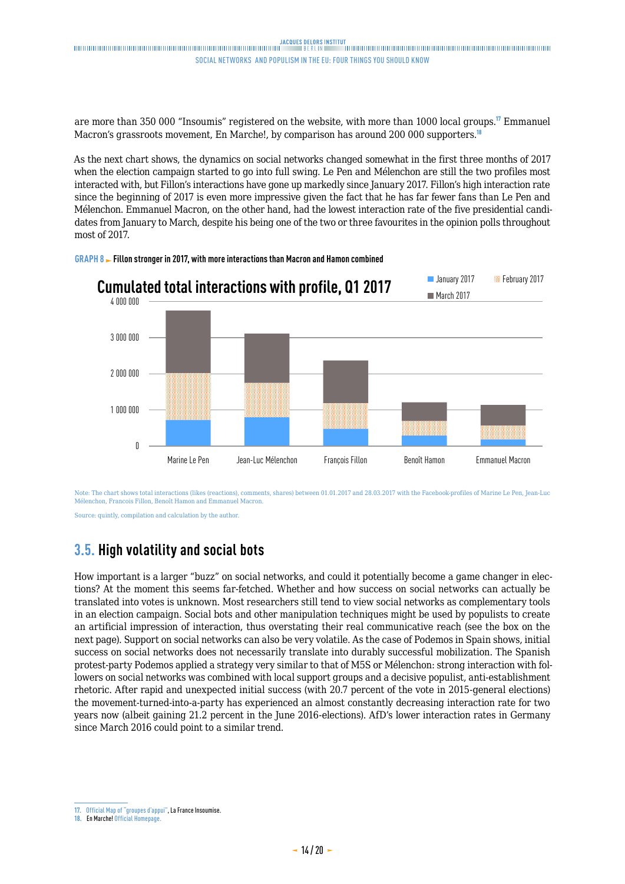are more than 350 000 "Insoumis" registered on the website, with more than 1000 local groups.[17] Emmanuel Macron's grassroots movement, En Marche!, by comparison has around 200 000 supporters.[18]

As the next chart shows, the dynamics on social networks changed somewhat in the first three months of 2017 when the election campaign started to go into full swing. Le Pen and Mélenchon are still the two profiles most interacted with, but Fillon's interactions have gone up markedly since January 2017. Fillon's high interaction rate since the beginning of 2017 is even more impressive given the fact that he has far fewer fans than Le Pen and Mélenchon. Emmanuel Macron, on the other hand, had the lowest interaction rate of the five presidential candidates from January to March, despite his being one of the two or three favourites in the opinion polls throughout most of 2017.

**GRAPH 8 ► Fillon stronger in 2017, with more interactions than Macron and Hamon combined**

**Cumulated total interactions with profile, Q1 2017**

Legend: January 2017, February 2017, March 2017

Y-axis: 0, 1 000 000, 2 000 000, 3 000 000, 4 000 000

X-axis: Marine Le Pen, Jean-Luc Mélenchon, François Fillon, Benoît Hamon, Emmanuel Macron

Note: The chart shows total interactions (likes (reactions), comments, shares) between 01.01.2017 and 28.03.2017 with the Facebook-profiles of Marine Le Pen, Jean-Luc Mélenchon, Francois Fillon, Benoît Hamon and Emmanuel Macron.

Source: quintly, compilation and calculation by the author.

## 3.5. High volatility and social bots

How important is a larger "buzz" on social networks, and could it potentially become a game changer in elections? At the moment this seems far-fetched. Whether and how success on social networks can actually be translated into votes is unknown. Most researchers still tend to view social networks as complementary tools in an election campaign. Social bots and other manipulation techniques might be used by populists to create an artificial impression of interaction, thus overstating their real communicative reach (see the box on the next page). Support on social networks can also be very volatile. As the case of Podemos in Spain shows, initial success on social networks does not necessarily translate into durably successful mobilization. The Spanish protest-party Podemos applied a strategy very similar to that of M5S or Mélenchon: strong interaction with followers on social networks was combined with local support groups and a decisive populist, anti-establishment rhetoric. After rapid and unexpected initial success (with 20.7 percent of the vote in 2015-general elections) the movement-turned-into-a-party has experienced an almost constantly decreasing interaction rate for two years now (albeit gaining 21.2 percent in the June 2016-elections). AfD's lower interaction rates in Germany since March 2016 could point to a similar trend.

---

17. Official Map of "groupes d'appui", La France Insoumise.
18. En Marche! Official Homepage.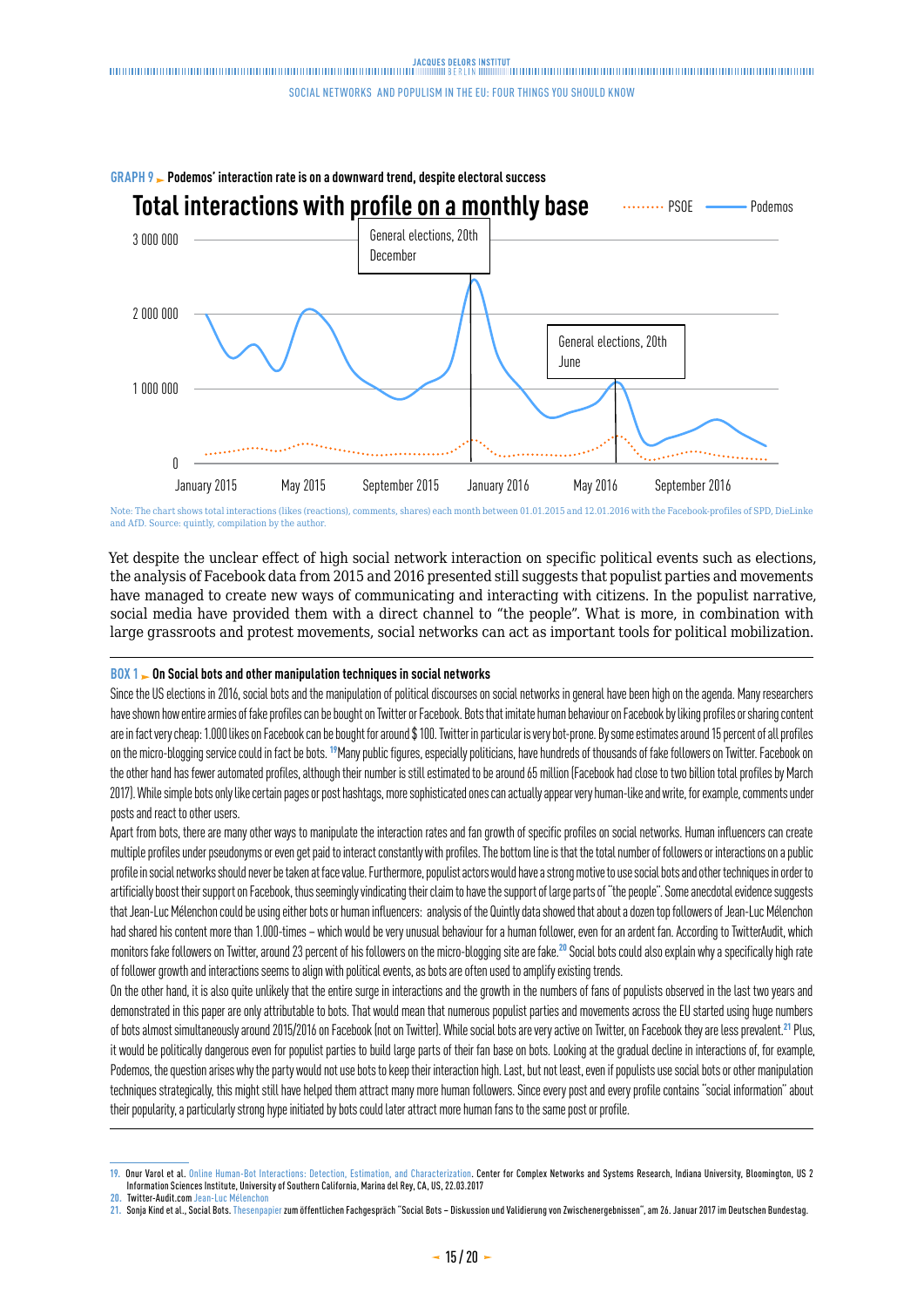**GRAPH 9 ► Podemos' interaction rate is on a downward trend, despite electoral success**

Total interactions with profile on a monthly base

PSOE — Podemos

General elections, 20th December

General elections, 20th June

Note: The chart shows total interactions (likes (reactions), comments, shares) each month between 01.01.2015 and 12.01.2016 with the Facebook-profiles of SPD, DieLinke and AfD. Source: quintly, compilation by the author.

Yet despite the unclear effect of high social network interaction on specific political events such as elections, the analysis of Facebook data from 2015 and 2016 presented still suggests that populist parties and movements have managed to create new ways of communicating and interacting with citizens. In the populist narrative, social media have provided them with a direct channel to "the people". What is more, in combination with large grassroots and protest movements, social networks can act as important tools for political mobilization.

**BOX 1 ► On Social bots and other manipulation techniques in social networks**

Since the US elections in 2016, social bots and the manipulation of political discourses on social networks in general have been high on the agenda. Many researchers have shown how entire armies of fake profiles can be bought on Twitter or Facebook. Bots that imitate human behaviour on Facebook by liking profiles or sharing content are in fact very cheap: 1.000 likes on Facebook can be bought for around $ 100. Twitter in particular is very bot-prone. By some estimates around 15 percent of all profiles on the micro-blogging service could in fact be bots.[19] Many public figures, especially politicians, have hundreds of thousands of fake followers on Twitter. Facebook on the other hand has fewer automated profiles, although their number is still estimated to be around 65 million (Facebook had close to two billion total profiles by March 2017). While simple bots only like certain pages or post hashtags, more sophisticated ones can actually appear very human-like and write, for example, comments under posts and react to other users.

Apart from bots, there are many other ways to manipulate the interaction rates and fan growth of specific profiles on social networks. Human influencers can create multiple profiles under pseudonyms or even get paid to interact constantly with profiles. The bottom line is that the total number of followers or interactions on a public profile in social networks should never be taken at face value. Furthermore, populist actors would have a strong motive to use social bots and other techniques in order to artificially boost their support on Facebook, thus seemingly vindicating their claim to have the support of large parts of "the people". Some anecdotal evidence suggests that Jean-Luc Mélenchon could be using either bots or human influencers: analysis of the Quintly data showed that about a dozen top followers of Jean-Luc Mélenchon had shared his content more than 1.000-times – which would be very unusual behaviour for a human follower, even for an ardent fan. According to TwitterAudit, which monitors fake followers on Twitter, around 23 percent of his followers on the micro-blogging site are fake.[20] Social bots could also explain why a specifically high rate of follower growth and interactions seems to align with political events, as bots are often used to amplify existing trends.

On the other hand, it is also quite unlikely that the entire surge in interactions and the growth in the numbers of fans of populists observed in the last two years and demonstrated in this paper are only attributable to bots. That would mean that numerous populist parties and movements across the EU started using huge numbers of bots almost simultaneously around 2015/2016 on Facebook (not on Twitter). While social bots are very active on Twitter, on Facebook they are less prevalent.[21] Plus, it would be politically dangerous even for populist parties to build large parts of their fan base on bots. Looking at the gradual decline in interactions of, for example, Podemos, the question arises why the party would not use bots to keep their interaction high. Last, but not least, even if populists use social bots or other manipulation techniques strategically, this might still have helped them attract many more human followers. Since every post and every profile contains "social information" about their popularity, a particularly strong hype initiated by bots could later attract more human fans to the same post or profile.

---

19. Onur Varol et al. Online Human-Bot Interactions: Detection, Estimation, and Characterization. Center for Complex Networks and Systems Research, Indiana University, Bloomington, US 2 Information Sciences Institute, University of Southern California, Marina del Rey, CA, US, 22.03.2017
20. Twitter-Audit.com Jean-Luc Mélenchon
21. Sonja Kind et al., Social Bots. Thesenpapier zum öffentlichen Fachgespräch "Social Bots – Diskussion und Validierung von Zwischenergebnissen", am 26. Januar 2017 im Deutschen Bundestag.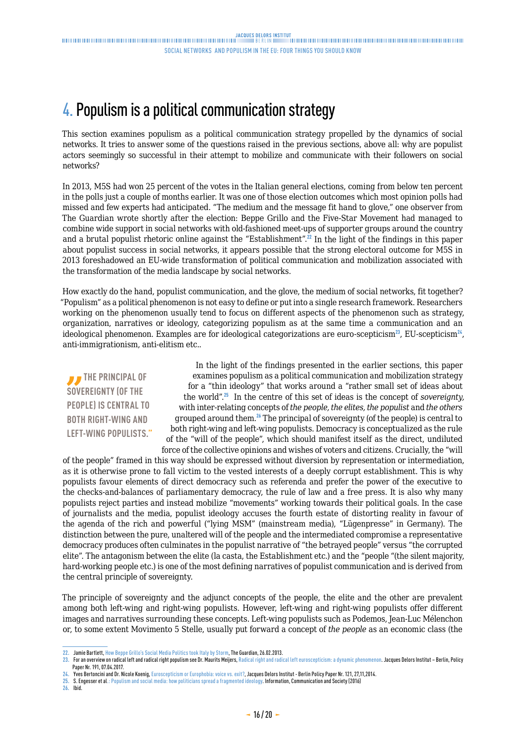# 4. Populism is a political communication strategy

This section examines populism as a political communication strategy propelled by the dynamics of social networks. It tries to answer some of the questions raised in the previous sections, above all: why are populist actors seemingly so successful in their attempt to mobilize and communicate with their followers on social networks?

In 2013, M5S had won 25 percent of the votes in the Italian general elections, coming from below ten percent in the polls just a couple of months earlier. It was one of those election outcomes which most opinion polls had missed and few experts had anticipated. "The medium and the message fit hand to glove," one observer from The Guardian wrote shortly after the election: Beppe Grillo and the Five-Star Movement had managed to combine wide support in social networks with old-fashioned meet-ups of supporter groups around the country and a brutal populist rhetoric online against the "Establishment".[22] In the light of the findings in this paper about populist success in social networks, it appears possible that the strong electoral outcome for M5S in 2013 foreshadowed an EU-wide transformation of political communication and mobilization associated with the transformation of the media landscape by social networks.

How exactly do the hand, populist communication, and the glove, the medium of social networks, fit together? "Populism" as a political phenomenon is not easy to define or put into a single research framework. Researchers working on the phenomenon usually tend to focus on different aspects of the phenomenon such as strategy, organization, narratives or ideology, categorizing populism as at the same time a communication and an ideological phenomenon. Examples are for ideological categorizations are euro-scepticism[23], EU-scepticism[24], anti-immigrationism, anti-elitism etc..

> "The principal of sovereignty (of the people) is central to both right-wing and left-wing populists."

In the light of the findings presented in the earlier sections, this paper examines populism as a political communication and mobilization strategy for a "thin ideology" that works around a "rather small set of ideas about the world".[25] In the centre of this set of ideas is the concept of *sovereignty,* with inter-relating concepts of *the people, the elites, the populist* and *the others* grouped around them.[26] The principal of sovereignty (of the people) is central to both right-wing and left-wing populists. Democracy is conceptualized as the rule of the "will of the people", which should manifest itself as the direct, undiluted force of the collective opinions and wishes of voters and citizens. Crucially, the "will of the people" framed in this way should be expressed without diversion by representation or intermediation, as it is otherwise prone to fall victim to the vested interests of a deeply corrupt establishment. This is why populists favour elements of direct democracy such as referenda and prefer the power of the executive to the checks-and-balances of parliamentary democracy, the rule of law and a free press. It is also why many populists reject parties and instead mobilize "movements" working towards their political goals. In the case of journalists and the media, populist ideology accuses the fourth estate of distorting reality in favour of the agenda of the rich and powerful ("lying MSM" (mainstream media), "Lügenpresse" in Germany). The distinction between the pure, unaltered will of the people and the intermediated compromise a representative democracy produces often culminates in the populist narrative of "the betrayed people" versus "the corrupted elite". The antagonism between the elite (la casta, the Establishment etc.) and the "people "(the silent majority, hard-working people etc.) is one of the most defining narratives of populist communication and is derived from the central principle of sovereignty.

The principle of sovereignty and the adjunct concepts of the people, the elite and the other are prevalent among both left-wing and right-wing populists. However, left-wing and right-wing populists offer different images and narratives surrounding these concepts. Left-wing populists such as Podemos, Jean-Luc Mélenchon or, to some extent Movimento 5 Stelle, usually put forward a concept of *the people* as an economic class (the

---

22. Jamie Bartlett, How Beppe Grillo's Social Media Politics took Italy by Storm, The Guardian, 26.02.2013.
23. For an overview on radical left and radical right populism see Dr. Maurits Meijers, Radical right and radical left euroscepticism: a dynamic phenomenon. Jacques Delors Institut – Berlin, Policy Paper Nr. 191, 07.04.2017.
24. Yves Bertoncini and Dr. Nicole Koenig, Euroscepticism or Europhobia: voice vs. exit?, Jacques Delors Institut - Berlin Policy Paper Nr. 121, 27,11,2014.
25. S. Engesser et al.: Populism and social media: how politicians spread a fragmented ideology. Information, Communication and Society (2016)
26. Ibid.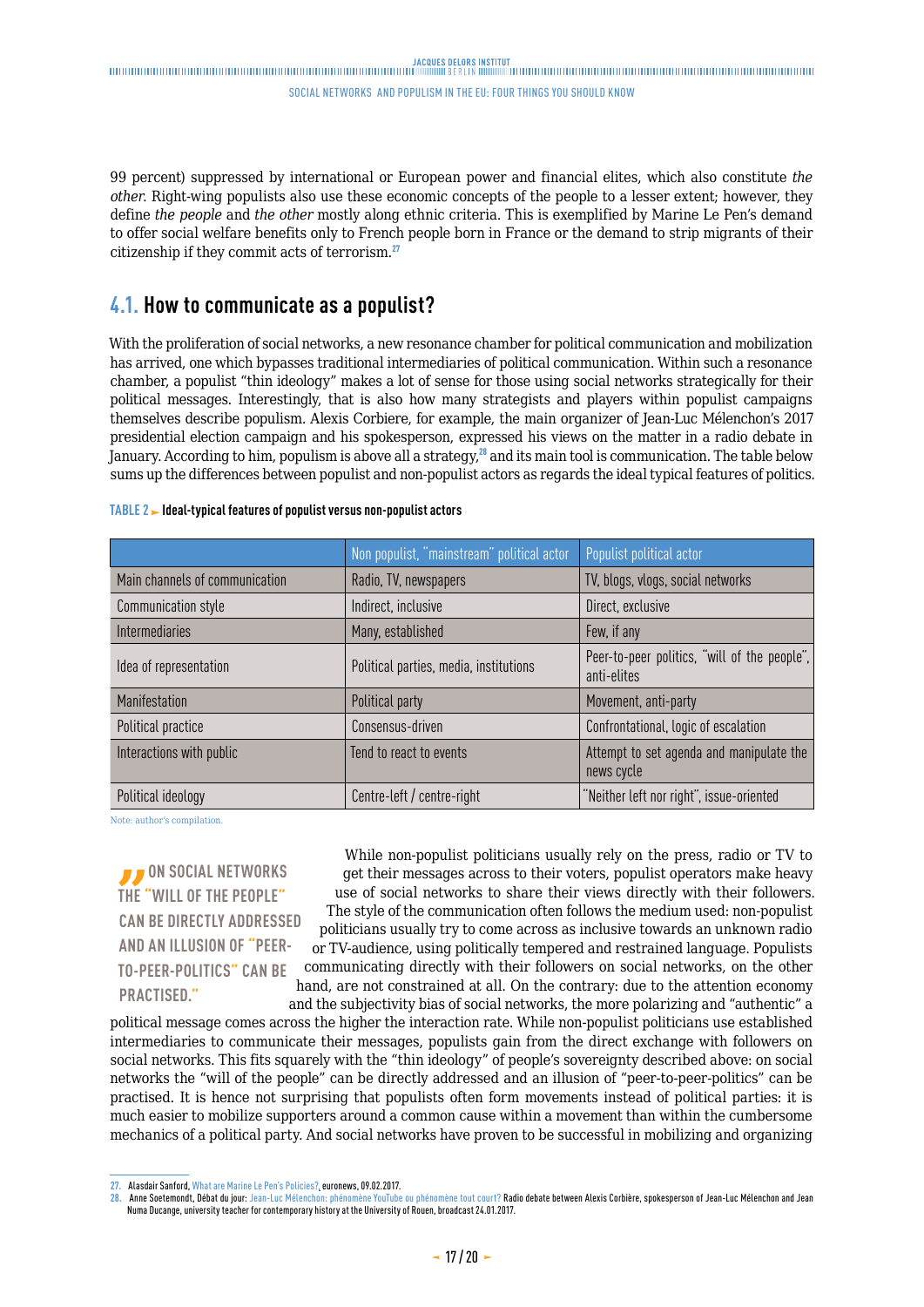99 percent) suppressed by international or European power and financial elites, which also constitute *the other*. Right-wing populists also use these economic concepts of the people to a lesser extent; however, they define *the people* and *the other* mostly along ethnic criteria. This is exemplified by Marine Le Pen's demand to offer social welfare benefits only to French people born in France or the demand to strip migrants of their citizenship if they commit acts of terrorism.[27]

## 4.1. How to communicate as a populist?

With the proliferation of social networks, a new resonance chamber for political communication and mobilization has arrived, one which bypasses traditional intermediaries of political communication. Within such a resonance chamber, a populist "thin ideology" makes a lot of sense for those using social networks strategically for their political messages. Interestingly, that is also how many strategists and players within populist campaigns themselves describe populism. Alexis Corbiere, for example, the main organizer of Jean-Luc Mélenchon's 2017 presidential election campaign and his spokesperson, expressed his views on the matter in a radio debate in January. According to him, populism is above all a strategy,[28] and its main tool is communication. The table below sums up the differences between populist and non-populist actors as regards the ideal typical features of politics.

**TABLE 2 ► Ideal-typical features of populist versus non-populist actors**

| | Non populist, "mainstream" political actor | Populist political actor |
|---|---|---|
| Main channels of communication | Radio, TV, newspapers | TV, blogs, vlogs, social networks |
| Communication style | Indirect, inclusive | Direct, exclusive |
| Intermediaries | Many, established | Few, if any |
| Idea of representation | Political parties, media, institutions | Peer-to-peer politics, "will of the people", anti-elites |
| Manifestation | Political party | Movement, anti-party |
| Political practice | Consensus-driven | Confrontational, logic of escalation |
| Interactions with public | Tend to react to events | Attempt to set agenda and manipulate the news cycle |
| Political ideology | Centre-left / centre-right | "Neither left nor right", issue-oriented |

Note: author's compilation.

> **"ON SOCIAL NETWORKS THE "WILL OF THE PEOPLE" CAN BE DIRECTLY ADDRESSED AND AN ILLUSION OF "PEER-TO-PEER-POLITICS" CAN BE PRACTISED."**

While non-populist politicians usually rely on the press, radio or TV to get their messages across to their voters, populist operators make heavy use of social networks to share their views directly with their followers. The style of the communication often follows the medium used: non-populist politicians usually try to come across as inclusive towards an unknown radio or TV-audience, using politically tempered and restrained language. Populists communicating directly with their followers on social networks, on the other hand, are not constrained at all. On the contrary: due to the attention economy and the subjectivity bias of social networks, the more polarizing and "authentic" a political message comes across the higher the interaction rate. While non-populist politicians use established intermediaries to communicate their messages, populists gain from the direct exchange with followers on social networks. This fits squarely with the "thin ideology" of people's sovereignty described above: on social networks the "will of the people" can be directly addressed and an illusion of "peer-to-peer-politics" can be practised. It is hence not surprising that populists often form movements instead of political parties: it is much easier to mobilize supporters around a common cause within a movement than within the cumbersome mechanics of a political party. And social networks have proven to be successful in mobilizing and organizing

---

27. Alasdair Sanford, What are Marine Le Pen's Policies?, euronews, 09.02.2017.
28. Anne Soetemondt, Débat du jour: Jean-Luc Mélenchon: phénomène YouTube ou phénomène tout court? Radio debate between Alexis Corbière, spokesperson of Jean-Luc Mélenchon and Jean Numa Ducange, university teacher for contemporary history at the University of Rouen, broadcast 24.01.2017.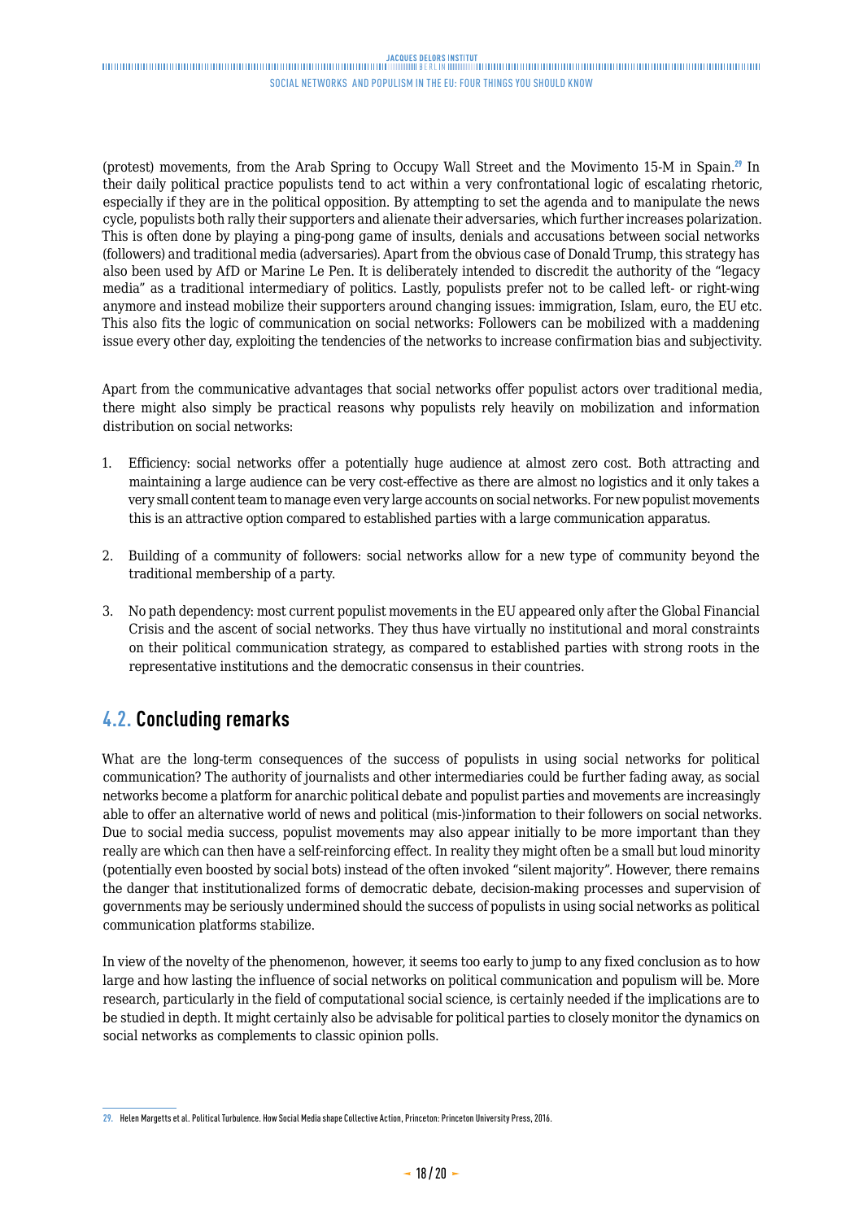(protest) movements, from the Arab Spring to Occupy Wall Street and the Movimento 15-M in Spain.[29] In their daily political practice populists tend to act within a very confrontational logic of escalating rhetoric, especially if they are in the political opposition. By attempting to set the agenda and to manipulate the news cycle, populists both rally their supporters and alienate their adversaries, which further increases polarization. This is often done by playing a ping-pong game of insults, denials and accusations between social networks (followers) and traditional media (adversaries). Apart from the obvious case of Donald Trump, this strategy has also been used by AfD or Marine Le Pen. It is deliberately intended to discredit the authority of the "legacy media" as a traditional intermediary of politics. Lastly, populists prefer not to be called left- or right-wing anymore and instead mobilize their supporters around changing issues: immigration, Islam, euro, the EU etc. This also fits the logic of communication on social networks: Followers can be mobilized with a maddening issue every other day, exploiting the tendencies of the networks to increase confirmation bias and subjectivity.

Apart from the communicative advantages that social networks offer populist actors over traditional media, there might also simply be practical reasons why populists rely heavily on mobilization and information distribution on social networks:

1. Efficiency: social networks offer a potentially huge audience at almost zero cost. Both attracting and maintaining a large audience can be very cost-effective as there are almost no logistics and it only takes a very small content team to manage even very large accounts on social networks. For new populist movements this is an attractive option compared to established parties with a large communication apparatus.

2. Building of a community of followers: social networks allow for a new type of community beyond the traditional membership of a party.

3. No path dependency: most current populist movements in the EU appeared only after the Global Financial Crisis and the ascent of social networks. They thus have virtually no institutional and moral constraints on their political communication strategy, as compared to established parties with strong roots in the representative institutions and the democratic consensus in their countries.

## 4.2. Concluding remarks

What are the long-term consequences of the success of populists in using social networks for political communication? The authority of journalists and other intermediaries could be further fading away, as social networks become a platform for anarchic political debate and populist parties and movements are increasingly able to offer an alternative world of news and political (mis-)information to their followers on social networks. Due to social media success, populist movements may also appear initially to be more important than they really are which can then have a self-reinforcing effect. In reality they might often be a small but loud minority (potentially even boosted by social bots) instead of the often invoked "silent majority". However, there remains the danger that institutionalized forms of democratic debate, decision-making processes and supervision of governments may be seriously undermined should the success of populists in using social networks as political communication platforms stabilize.

In view of the novelty of the phenomenon, however, it seems too early to jump to any fixed conclusion as to how large and how lasting the influence of social networks on political communication and populism will be. More research, particularly in the field of computational social science, is certainly needed if the implications are to be studied in depth. It might certainly also be advisable for political parties to closely monitor the dynamics on social networks as complements to classic opinion polls.

---

29. Helen Margetts et al. Political Turbulence. How Social Media shape Collective Action, Princeton: Princeton University Press, 2016.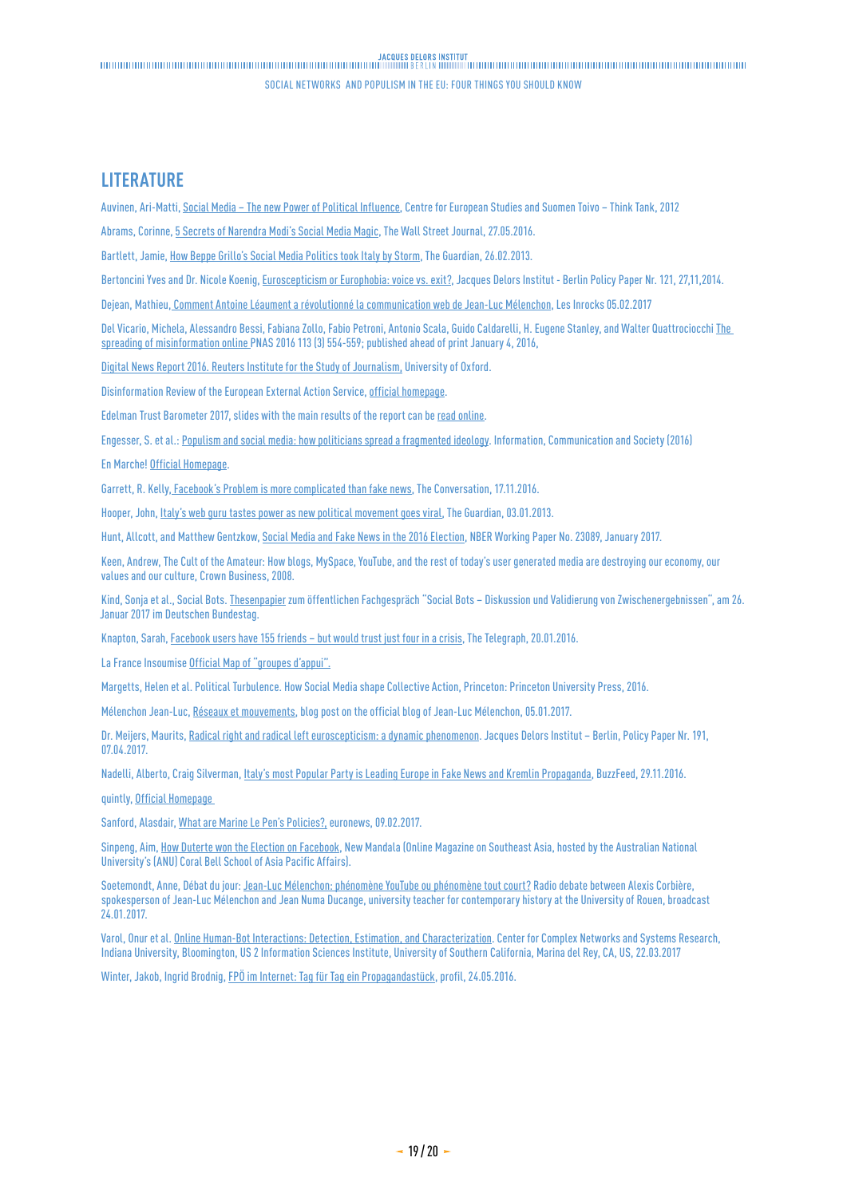# LITERATURE

Auvinen, Ari-Matti, Social Media – The new Power of Political Influence, Centre for European Studies and Suomen Toivo – Think Tank, 2012

Abrams, Corinne, 5 Secrets of Narendra Modi's Social Media Magic, The Wall Street Journal, 27.05.2016.

Bartlett, Jamie, How Beppe Grillo's Social Media Politics took Italy by Storm, The Guardian, 26.02.2013.

Bertoncini Yves and Dr. Nicole Koenig, Euroscepticism or Europhobia: voice vs. exit?, Jacques Delors Institut - Berlin Policy Paper Nr. 121, 27,11,2014.

Dejean, Mathieu, Comment Antoine Léaument a révolutionné la communication web de Jean-Luc Mélenchon, Les Inrocks 05.02.2017

Del Vicario, Michela, Alessandro Bessi, Fabiana Zollo, Fabio Petroni, Antonio Scala, Guido Caldarelli, H. Eugene Stanley, and Walter Quattrociocchi The spreading of misinformation online PNAS 2016 113 (3) 554-559; published ahead of print January 4, 2016,

Digital News Report 2016. Reuters Institute for the Study of Journalism, University of Oxford.

Disinformation Review of the European External Action Service, official homepage.

Edelman Trust Barometer 2017, slides with the main results of the report can be read online.

Engesser, S. et al.: Populism and social media: how politicians spread a fragmented ideology. Information, Communication and Society (2016)

En Marche! Official Homepage.

Garrett, R. Kelly, Facebook's Problem is more complicated than fake news, The Conversation, 17.11.2016.

Hooper, John, Italy's web guru tastes power as new political movement goes viral, The Guardian, 03.01.2013.

Hunt, Allcott, and Matthew Gentzkow, Social Media and Fake News in the 2016 Election, NBER Working Paper No. 23089, January 2017.

Keen, Andrew, The Cult of the Amateur: How blogs, MySpace, YouTube, and the rest of today's user generated media are destroying our economy, our values and our culture, Crown Business, 2008.

Kind, Sonja et al., Social Bots. Thesenpapier zum öffentlichen Fachgespräch "Social Bots – Diskussion und Validierung von Zwischenergebnissen", am 26. Januar 2017 im Deutschen Bundestag.

Knapton, Sarah, Facebook users have 155 friends – but would trust just four in a crisis, The Telegraph, 20.01.2016.

La France Insoumise Official Map of "groupes d'appui".

Margetts, Helen et al. Political Turbulence. How Social Media shape Collective Action, Princeton: Princeton University Press, 2016.

Mélenchon Jean-Luc, Réseaux et mouvements, blog post on the official blog of Jean-Luc Mélenchon, 05.01.2017.

Dr. Meijers, Maurits, Radical right and radical left euroscepticism: a dynamic phenomenon. Jacques Delors Institut – Berlin, Policy Paper Nr. 191, 07.04.2017.

Nadelli, Alberto, Craig Silverman, Italy's most Popular Party is Leading Europe in Fake News and Kremlin Propaganda, BuzzFeed, 29.11.2016.

quintly, Official Homepage

Sanford, Alasdair, What are Marine Le Pen's Policies?, euronews, 09.02.2017.

Sinpeng, Aim, How Duterte won the Election on Facebook, New Mandala (Online Magazine on Southeast Asia, hosted by the Australian National University's (ANU) Coral Bell School of Asia Pacific Affairs).

Soetemondt, Anne, Débat du jour: Jean-Luc Mélenchon: phénomène YouTube ou phénomène tout court? Radio debate between Alexis Corbière, spokesperson of Jean-Luc Mélenchon and Jean Numa Ducange, university teacher for contemporary history at the University of Rouen, broadcast 24.01.2017.

Varol, Onur et al. Online Human-Bot Interactions: Detection, Estimation, and Characterization. Center for Complex Networks and Systems Research, Indiana University, Bloomington, US 2 Information Sciences Institute, University of Southern California, Marina del Rey, CA, US, 22.03.2017

Winter, Jakob, Ingrid Brodnig, FPÖ im Internet: Tag für Tag ein Propagandastück, profil, 24.05.2016.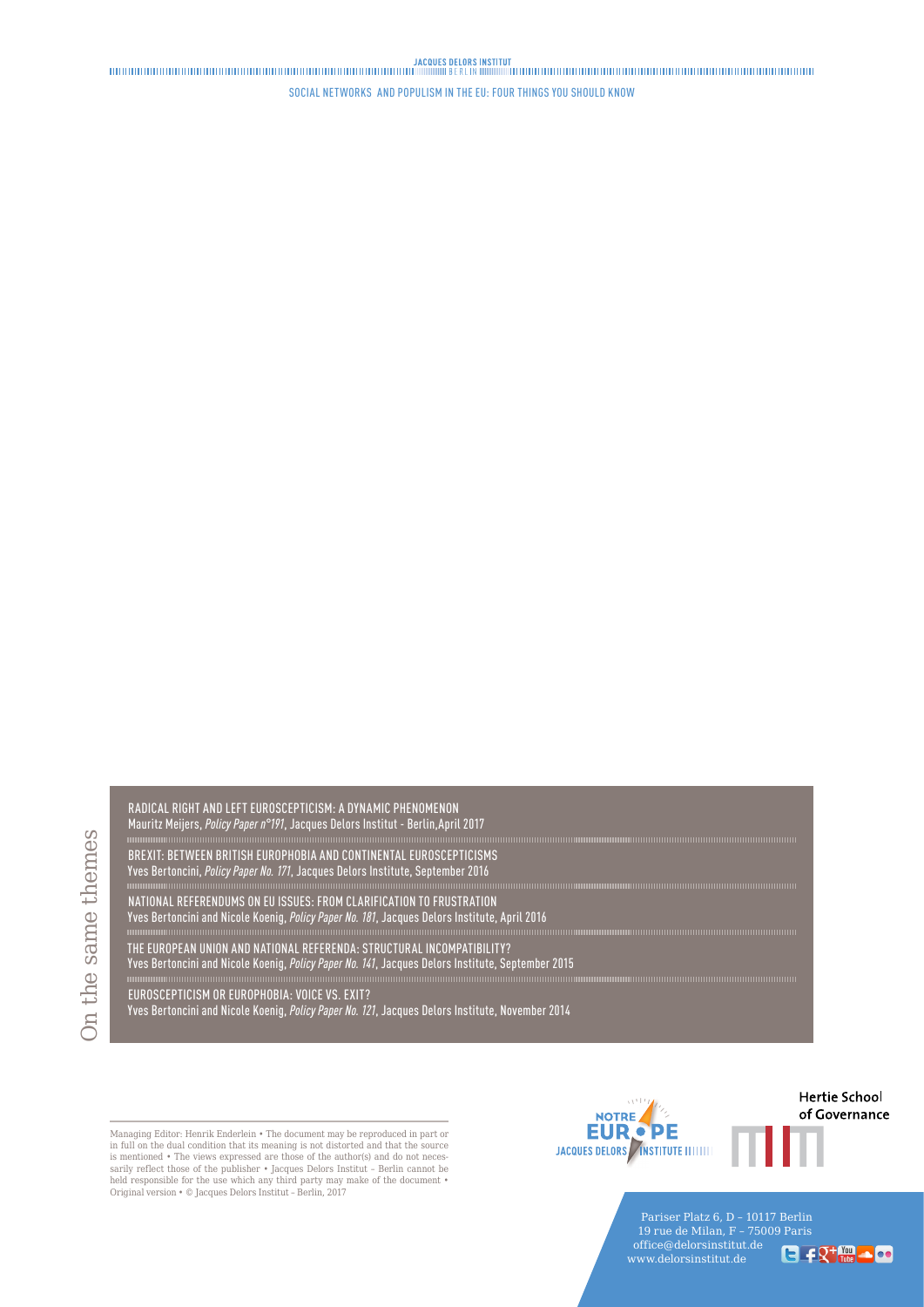## On the same themes

RADICAL RIGHT AND LEFT EUROSCEPTICISM: A DYNAMIC PHENOMENON
Mauritz Meijers, *Policy Paper n°191*, Jacques Delors Institut - Berlin,April 2017

BREXIT: BETWEEN BRITISH EUROPHOBIA AND CONTINENTAL EUROSCEPTICISMS
Yves Bertoncini, *Policy Paper No. 171*, Jacques Delors Institute, September 2016

NATIONAL REFERENDUMS ON EU ISSUES: FROM CLARIFICATION TO FRUSTRATION
Yves Bertoncini and Nicole Koenig, *Policy Paper No. 181*, Jacques Delors Institute, April 2016

THE EUROPEAN UNION AND NATIONAL REFERENDA: STRUCTURAL INCOMPATIBILITY?
Yves Bertoncini and Nicole Koenig, *Policy Paper No. 141*, Jacques Delors Institute, September 2015

EUROSCEPTICISM OR EUROPHOBIA: VOICE VS. EXIT?
Yves Bertoncini and Nicole Koenig, *Policy Paper No. 121*, Jacques Delors Institute, November 2014

Managing Editor: Henrik Enderlein • The document may be reproduced in part or in full on the dual condition that its meaning is not distorted and that the source is mentioned • The views expressed are those of the author(s) and do not necessarily reflect those of the publisher • Jacques Delors Institut – Berlin cannot be held responsible for the use which any third party may make of the document • Original version • © Jacques Delors Institut – Berlin, 2017

NOTRE EUROPE JACQUES DELORS INSTITUTE

Hertie School of Governance

Pariser Platz 6, D – 10117 Berlin
19 rue de Milan, F – 75009 Paris
office@delorsinstitut.de
www.delorsinstitut.de